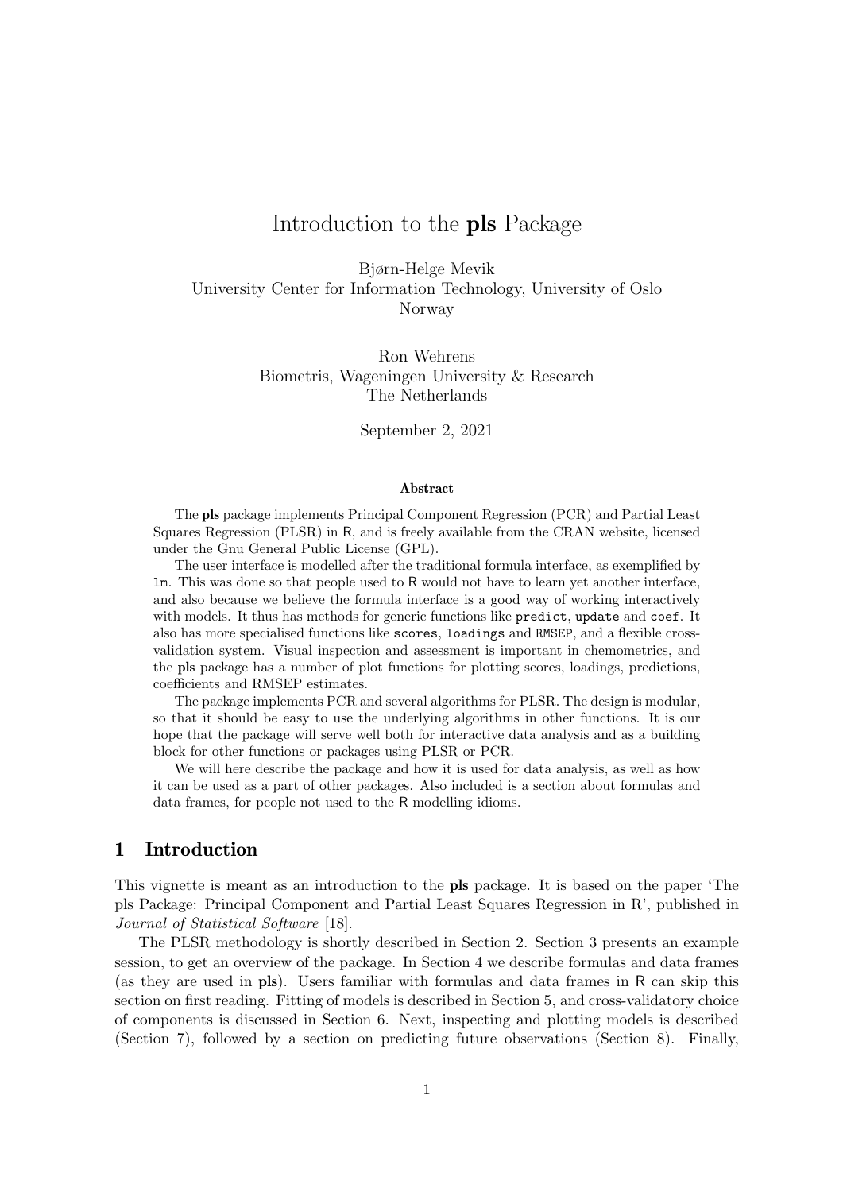# Introduction to the **pls** Package

Bjørn-Helge Mevik
University Center for Information Technology, University of Oslo
Norway

Ron Wehrens
Biometris, Wageningen University & Research
The Netherlands

September 2, 2021

### Abstract

The **pls** package implements Principal Component Regression (PCR) and Partial Least Squares Regression (PLSR) in R, and is freely available from the CRAN website, licensed under the Gnu General Public License (GPL).

The user interface is modelled after the traditional formula interface, as exemplified by `lm`. This was done so that people used to R would not have to learn yet another interface, and also because we believe the formula interface is a good way of working interactively with models. It thus has methods for generic functions like `predict`, `update` and `coef`. It also has more specialised functions like `scores`, `loadings` and `RMSEP`, and a flexible cross-validation system. Visual inspection and assessment is important in chemometrics, and the **pls** package has a number of plot functions for plotting scores, loadings, predictions, coefficients and RMSEP estimates.

The package implements PCR and several algorithms for PLSR. The design is modular, so that it should be easy to use the underlying algorithms in other functions. It is our hope that the package will serve well both for interactive data analysis and as a building block for other functions or packages using PLSR or PCR.

We will here describe the package and how it is used for data analysis, as well as how it can be used as a part of other packages. Also included is a section about formulas and data frames, for people not used to the R modelling idioms.

## 1 Introduction

This vignette is meant as an introduction to the **pls** package. It is based on the paper 'The pls Package: Principal Component and Partial Least Squares Regression in R', published in *Journal of Statistical Software* [18].

The PLSR methodology is shortly described in Section 2. Section 3 presents an example session, to get an overview of the package. In Section 4 we describe formulas and data frames (as they are used in **pls**). Users familiar with formulas and data frames in R can skip this section on first reading. Fitting of models is described in Section 5, and cross-validatory choice of components is discussed in Section 6. Next, inspecting and plotting models is described (Section 7), followed by a section on predicting future observations (Section 8). Finally,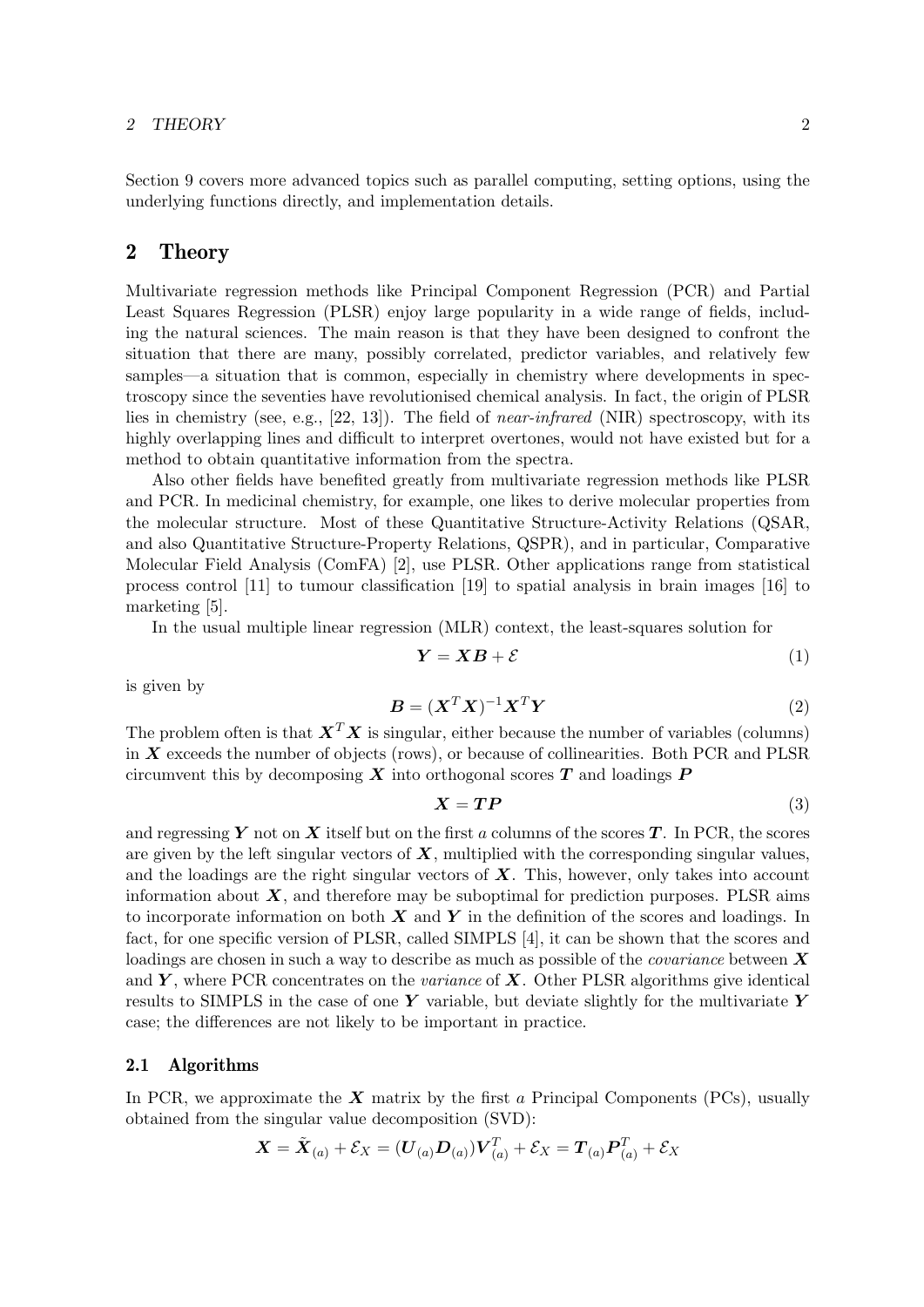Section 9 covers more advanced topics such as parallel computing, setting options, using the underlying functions directly, and implementation details.

## 2 Theory

Multivariate regression methods like Principal Component Regression (PCR) and Partial Least Squares Regression (PLSR) enjoy large popularity in a wide range of fields, including the natural sciences. The main reason is that they have been designed to confront the situation that there are many, possibly correlated, predictor variables, and relatively few samples—a situation that is common, especially in chemistry where developments in spectroscopy since the seventies have revolutionised chemical analysis. In fact, the origin of PLSR lies in chemistry (see, e.g., [22, 13]). The field of *near-infrared* (NIR) spectroscopy, with its highly overlapping lines and difficult to interpret overtones, would not have existed but for a method to obtain quantitative information from the spectra.

Also other fields have benefited greatly from multivariate regression methods like PLSR and PCR. In medicinal chemistry, for example, one likes to derive molecular properties from the molecular structure. Most of these Quantitative Structure-Activity Relations (QSAR, and also Quantitative Structure-Property Relations, QSPR), and in particular, Comparative Molecular Field Analysis (ComFA) [2], use PLSR. Other applications range from statistical process control [11] to tumour classification [19] to spatial analysis in brain images [16] to marketing [5].

In the usual multiple linear regression (MLR) context, the least-squares solution for

$$\boldsymbol{Y} = \boldsymbol{X}\boldsymbol{B} + \mathcal{E} \tag{1}$$

is given by

$$\boldsymbol{B} = (\boldsymbol{X}^T\boldsymbol{X})^{-1}\boldsymbol{X}^T\boldsymbol{Y} \tag{2}$$

The problem often is that $\boldsymbol{X}^T\boldsymbol{X}$ is singular, either because the number of variables (columns) in $\boldsymbol{X}$ exceeds the number of objects (rows), or because of collinearities. Both PCR and PLSR circumvent this by decomposing $\boldsymbol{X}$ into orthogonal scores $\boldsymbol{T}$ and loadings $\boldsymbol{P}$

$$\boldsymbol{X} = \boldsymbol{T}\boldsymbol{P} \tag{3}$$

and regressing $\boldsymbol{Y}$ not on $\boldsymbol{X}$ itself but on the first $a$ columns of the scores $\boldsymbol{T}$. In PCR, the scores are given by the left singular vectors of $\boldsymbol{X}$, multiplied with the corresponding singular values, and the loadings are the right singular vectors of $\boldsymbol{X}$. This, however, only takes into account information about $\boldsymbol{X}$, and therefore may be suboptimal for prediction purposes. PLSR aims to incorporate information on both $\boldsymbol{X}$ and $\boldsymbol{Y}$ in the definition of the scores and loadings. In fact, for one specific version of PLSR, called SIMPLS [4], it can be shown that the scores and loadings are chosen in such a way to describe as much as possible of the *covariance* between $\boldsymbol{X}$ and $\boldsymbol{Y}$, where PCR concentrates on the *variance* of $\boldsymbol{X}$. Other PLSR algorithms give identical results to SIMPLS in the case of one $\boldsymbol{Y}$ variable, but deviate slightly for the multivariate $\boldsymbol{Y}$ case; the differences are not likely to be important in practice.

### 2.1 Algorithms

In PCR, we approximate the $\boldsymbol{X}$ matrix by the first $a$ Principal Components (PCs), usually obtained from the singular value decomposition (SVD):

$$\boldsymbol{X} = \tilde{\boldsymbol{X}}_{(a)} + \mathcal{E}_X = (\boldsymbol{U}_{(a)}\boldsymbol{D}_{(a)})\boldsymbol{V}_{(a)}^T + \mathcal{E}_X = \boldsymbol{T}_{(a)}\boldsymbol{P}_{(a)}^T + \mathcal{E}_X$$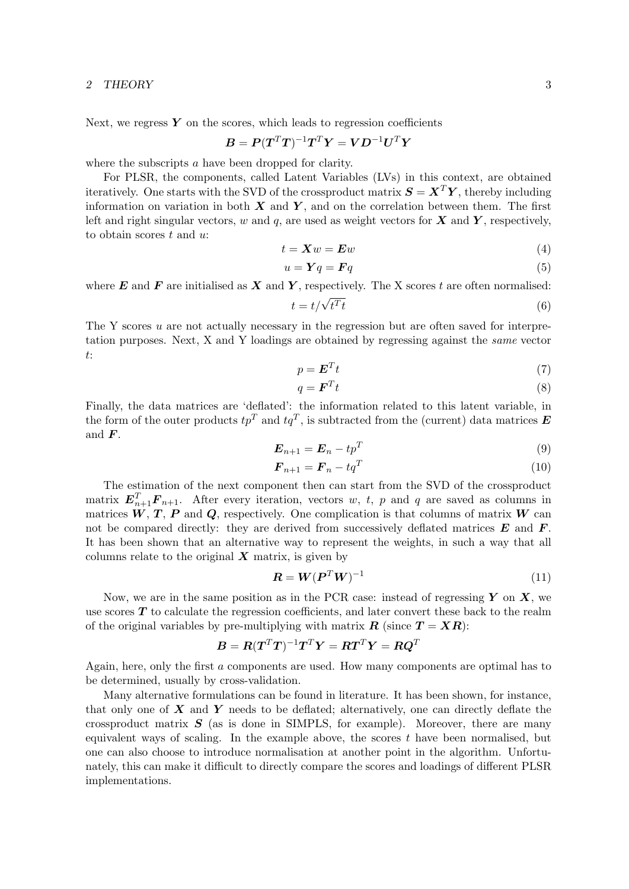Next, we regress $\boldsymbol{Y}$ on the scores, which leads to regression coefficients

$$\boldsymbol{B} = \boldsymbol{P}(\boldsymbol{T}^T\boldsymbol{T})^{-1}\boldsymbol{T}^T\boldsymbol{Y} = \boldsymbol{V}\boldsymbol{D}^{-1}\boldsymbol{U}^T\boldsymbol{Y}$$

where the subscripts $a$ have been dropped for clarity.

For PLSR, the components, called Latent Variables (LVs) in this context, are obtained iteratively. One starts with the SVD of the crossproduct matrix $\boldsymbol{S} = \boldsymbol{X}^T\boldsymbol{Y}$, thereby including information on variation in both $\boldsymbol{X}$ and $\boldsymbol{Y}$, and on the correlation between them. The first left and right singular vectors, $w$ and $q$, are used as weight vectors for $\boldsymbol{X}$ and $\boldsymbol{Y}$, respectively, to obtain scores $t$ and $u$:

$$t = \boldsymbol{X}w = \boldsymbol{E}w \tag{4}$$

$$u = \boldsymbol{Y}q = \boldsymbol{F}q \tag{5}$$

where $\boldsymbol{E}$ and $\boldsymbol{F}$ are initialised as $\boldsymbol{X}$ and $\boldsymbol{Y}$, respectively. The X scores $t$ are often normalised:

$$t = t/\sqrt{t^T t} \tag{6}$$

The Y scores $u$ are not actually necessary in the regression but are often saved for interpretation purposes. Next, X and Y loadings are obtained by regressing against the *same* vector $t$:

$$p = \boldsymbol{E}^T t \tag{7}$$

$$q = \boldsymbol{F}^T t \tag{8}$$

Finally, the data matrices are 'deflated': the information related to this latent variable, in the form of the outer products $tp^T$ and $tq^T$, is subtracted from the (current) data matrices $\boldsymbol{E}$ and $\boldsymbol{F}$.

$$\boldsymbol{E}_{n+1} = \boldsymbol{E}_n - tp^T \tag{9}$$

$$\boldsymbol{F}_{n+1} = \boldsymbol{F}_n - tq^T \tag{10}$$

The estimation of the next component then can start from the SVD of the crossproduct matrix $\boldsymbol{E}_{n+1}^T\boldsymbol{F}_{n+1}$. After every iteration, vectors $w$, $t$, $p$ and $q$ are saved as columns in matrices $\boldsymbol{W}$, $\boldsymbol{T}$, $\boldsymbol{P}$ and $\boldsymbol{Q}$, respectively. One complication is that columns of matrix $\boldsymbol{W}$ can not be compared directly: they are derived from successively deflated matrices $\boldsymbol{E}$ and $\boldsymbol{F}$. It has been shown that an alternative way to represent the weights, in such a way that all columns relate to the original $\boldsymbol{X}$ matrix, is given by

$$\boldsymbol{R} = \boldsymbol{W}(\boldsymbol{P}^T\boldsymbol{W})^{-1} \tag{11}$$

Now, we are in the same position as in the PCR case: instead of regressing $\boldsymbol{Y}$ on $\boldsymbol{X}$, we use scores $\boldsymbol{T}$ to calculate the regression coefficients, and later convert these back to the realm of the original variables by pre-multiplying with matrix $\boldsymbol{R}$ (since $\boldsymbol{T} = \boldsymbol{X}\boldsymbol{R}$):

$$\boldsymbol{B} = \boldsymbol{R}(\boldsymbol{T}^T\boldsymbol{T})^{-1}\boldsymbol{T}^T\boldsymbol{Y} = \boldsymbol{R}\boldsymbol{T}^T\boldsymbol{Y} = \boldsymbol{R}\boldsymbol{Q}^T$$

Again, here, only the first $a$ components are used. How many components are optimal has to be determined, usually by cross-validation.

Many alternative formulations can be found in literature. It has been shown, for instance, that only one of $\boldsymbol{X}$ and $\boldsymbol{Y}$ needs to be deflated; alternatively, one can directly deflate the crossproduct matrix $\boldsymbol{S}$ (as is done in SIMPLS, for example). Moreover, there are many equivalent ways of scaling. In the example above, the scores $t$ have been normalised, but one can also choose to introduce normalisation at another point in the algorithm. Unfortunately, this can make it difficult to directly compare the scores and loadings of different PLSR implementations.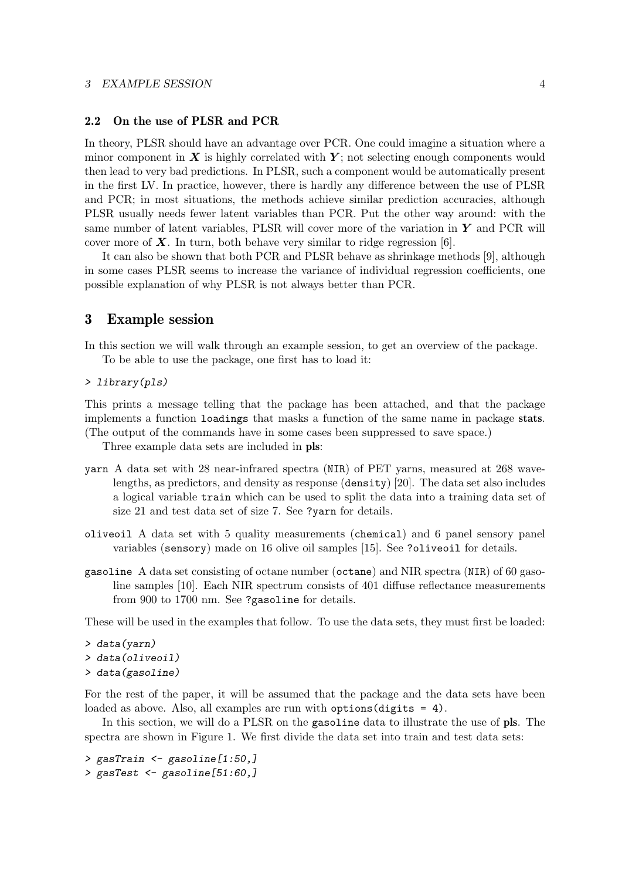### 2.2 On the use of PLSR and PCR

In theory, PLSR should have an advantage over PCR. One could imagine a situation where a minor component in $\boldsymbol{X}$ is highly correlated with $\boldsymbol{Y}$; not selecting enough components would then lead to very bad predictions. In PLSR, such a component would be automatically present in the first LV. In practice, however, there is hardly any difference between the use of PLSR and PCR; in most situations, the methods achieve similar prediction accuracies, although PLSR usually needs fewer latent variables than PCR. Put the other way around: with the same number of latent variables, PLSR will cover more of the variation in $\boldsymbol{Y}$ and PCR will cover more of $\boldsymbol{X}$. In turn, both behave very similar to ridge regression [6].

It can also be shown that both PCR and PLSR behave as shrinkage methods [9], although in some cases PLSR seems to increase the variance of individual regression coefficients, one possible explanation of why PLSR is not always better than PCR.

## 3 Example session

In this section we will walk through an example session, to get an overview of the package.

To be able to use the package, one first has to load it:

```
> library(pls)
```

This prints a message telling that the package has been attached, and that the package implements a function `loadings` that masks a function of the same name in package **stats**. (The output of the commands have in some cases been suppressed to save space.)

Three example data sets are included in **pls**:

- `yarn` A data set with 28 near-infrared spectra (`NIR`) of PET yarns, measured at 268 wavelengths, as predictors, and density as response (`density`) [20]. The data set also includes a logical variable `train` which can be used to split the data into a training data set of size 21 and test data set of size 7. See `?yarn` for details.
- `oliveoil` A data set with 5 quality measurements (`chemical`) and 6 panel sensory panel variables (`sensory`) made on 16 olive oil samples [15]. See `?oliveoil` for details.
- `gasoline` A data set consisting of octane number (`octane`) and NIR spectra (`NIR`) of 60 gasoline samples [10]. Each NIR spectrum consists of 401 diffuse reflectance measurements from 900 to 1700 nm. See `?gasoline` for details.

These will be used in the examples that follow. To use the data sets, they must first be loaded:

```
> data(yarn)
> data(oliveoil)
> data(gasoline)
```

For the rest of the paper, it will be assumed that the package and the data sets have been loaded as above. Also, all examples are run with `options(digits = 4)`.

In this section, we will do a PLSR on the `gasoline` data to illustrate the use of **pls**. The spectra are shown in Figure 1. We first divide the data set into train and test data sets:

```
> gasTrain <- gasoline[1:50,]
> gasTest <- gasoline[51:60,]
```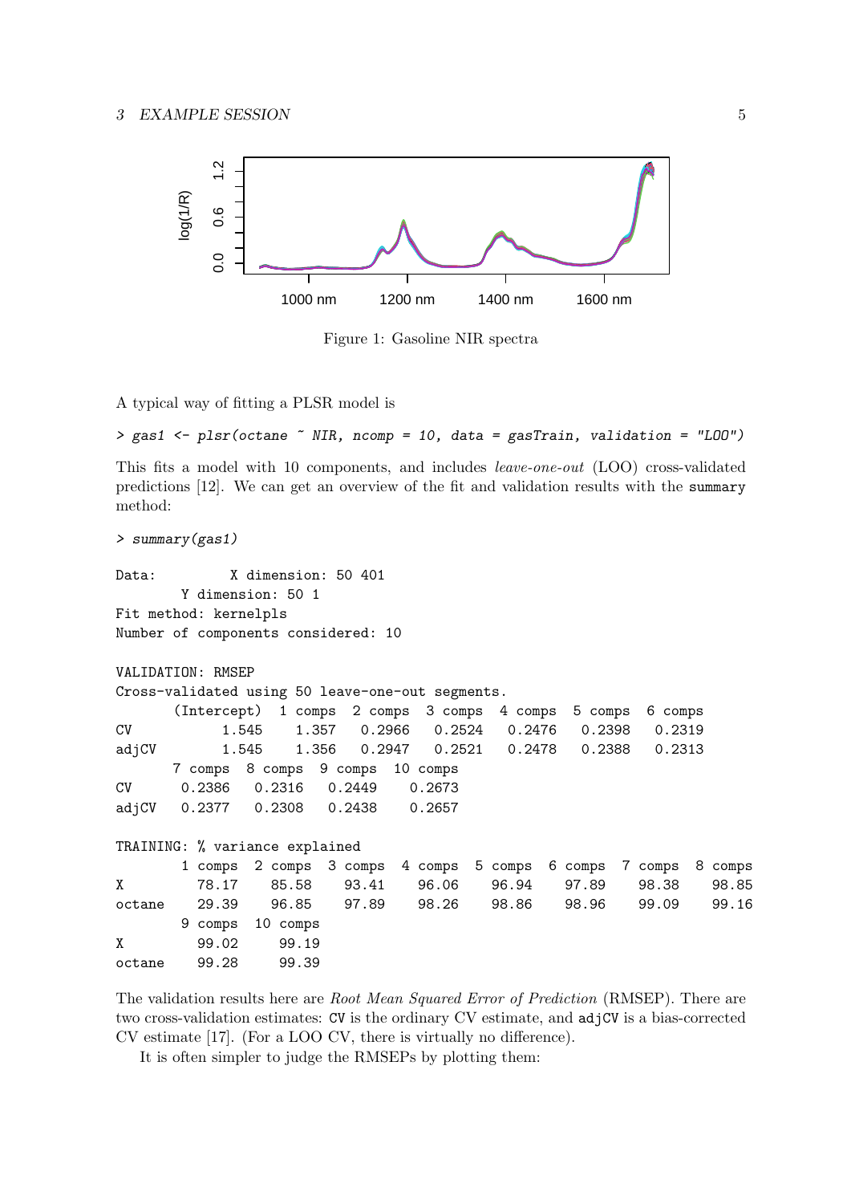Figure 1: Gasoline NIR spectra

A typical way of fitting a PLSR model is

```
> gas1 <- plsr(octane ~ NIR, ncomp = 10, data = gasTrain, validation = "LOO")
```

This fits a model with 10 components, and includes *leave-one-out* (LOO) cross-validated predictions [12]. We can get an overview of the fit and validation results with the `summary` method:

```
> summary(gas1)

Data:        X dimension: 50 401
        Y dimension: 50 1
Fit method: kernelpls
Number of components considered: 10

VALIDATION: RMSEP
Cross-validated using 50 leave-one-out segments.
       (Intercept)  1 comps  2 comps  3 comps  4 comps  5 comps  6 comps
CV           1.545    1.357   0.2966   0.2524   0.2476   0.2398   0.2319
adjCV        1.545    1.356   0.2947   0.2521   0.2478   0.2388   0.2313
       7 comps  8 comps  9 comps  10 comps
CV      0.2386   0.2316   0.2449    0.2673
adjCV   0.2377   0.2308   0.2438    0.2657

TRAINING: % variance explained
        1 comps  2 comps  3 comps  4 comps  5 comps  6 comps  7 comps  8 comps
X         78.17    85.58    93.41    96.06    96.94    97.89    98.38    98.85
octane    29.39    96.85    97.89    98.26    98.86    98.96    99.09    99.16
        9 comps  10 comps
X         99.02     99.19
octane    99.28     99.39
```

The validation results here are *Root Mean Squared Error of Prediction* (RMSEP). There are two cross-validation estimates: `CV` is the ordinary CV estimate, and `adjCV` is a bias-corrected CV estimate [17]. (For a LOO CV, there is virtually no difference).

It is often simpler to judge the RMSEPs by plotting them: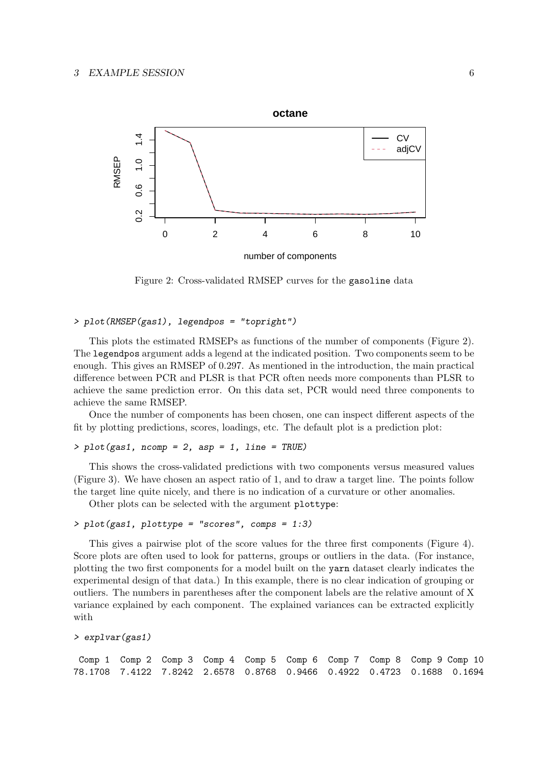Figure 2: Cross-validated RMSEP curves for the gasoline data

```
> plot(RMSEP(gas1), legendpos = "topright")
```

This plots the estimated RMSEPs as functions of the number of components (Figure 2). The legendpos argument adds a legend at the indicated position. Two components seem to be enough. This gives an RMSEP of 0.297. As mentioned in the introduction, the main practical difference between PCR and PLSR is that PCR often needs more components than PLSR to achieve the same prediction error. On this data set, PCR would need three components to achieve the same RMSEP.

Once the number of components has been chosen, one can inspect different aspects of the fit by plotting predictions, scores, loadings, etc. The default plot is a prediction plot:

```
> plot(gas1, ncomp = 2, asp = 1, line = TRUE)
```

This shows the cross-validated predictions with two components versus measured values (Figure 3). We have chosen an aspect ratio of 1, and to draw a target line. The points follow the target line quite nicely, and there is no indication of a curvature or other anomalies.

Other plots can be selected with the argument plottype:

```
> plot(gas1, plottype = "scores", comps = 1:3)
```

This gives a pairwise plot of the score values for the three first components (Figure 4). Score plots are often used to look for patterns, groups or outliers in the data. (For instance, plotting the two first components for a model built on the yarn dataset clearly indicates the experimental design of that data.) In this example, there is no clear indication of grouping or outliers. The numbers in parentheses after the component labels are the relative amount of X variance explained by each component. The explained variances can be extracted explicitly with

```
> explvar(gas1)

 Comp 1  Comp 2  Comp 3  Comp 4  Comp 5  Comp 6  Comp 7  Comp 8  Comp 9 Comp 10
78.1708  7.4122  7.8242  2.6578  0.8768  0.9466  0.4922  0.4723  0.1688  0.1694
```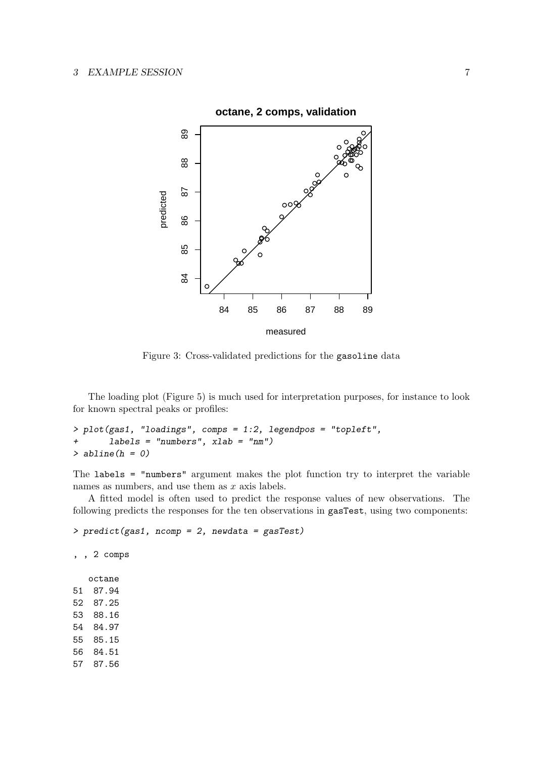Figure 3: Cross-validated predictions for the gasoline data

The loading plot (Figure 5) is much used for interpretation purposes, for instance to look for known spectral peaks or profiles:

```
> plot(gas1, "loadings", comps = 1:2, legendpos = "topleft",
+      labels = "numbers", xlab = "nm")
> abline(h = 0)
```

The labels = "numbers" argument makes the plot function try to interpret the variable names as numbers, and use them as $x$ axis labels.

A fitted model is often used to predict the response values of new observations. The following predicts the responses for the ten observations in gasTest, using two components:

```
> predict(gas1, ncomp = 2, newdata = gasTest)

, , 2 comps

   octane
51  87.94
52  87.25
53  88.16
54  84.97
55  85.15
56  84.51
57  87.56
```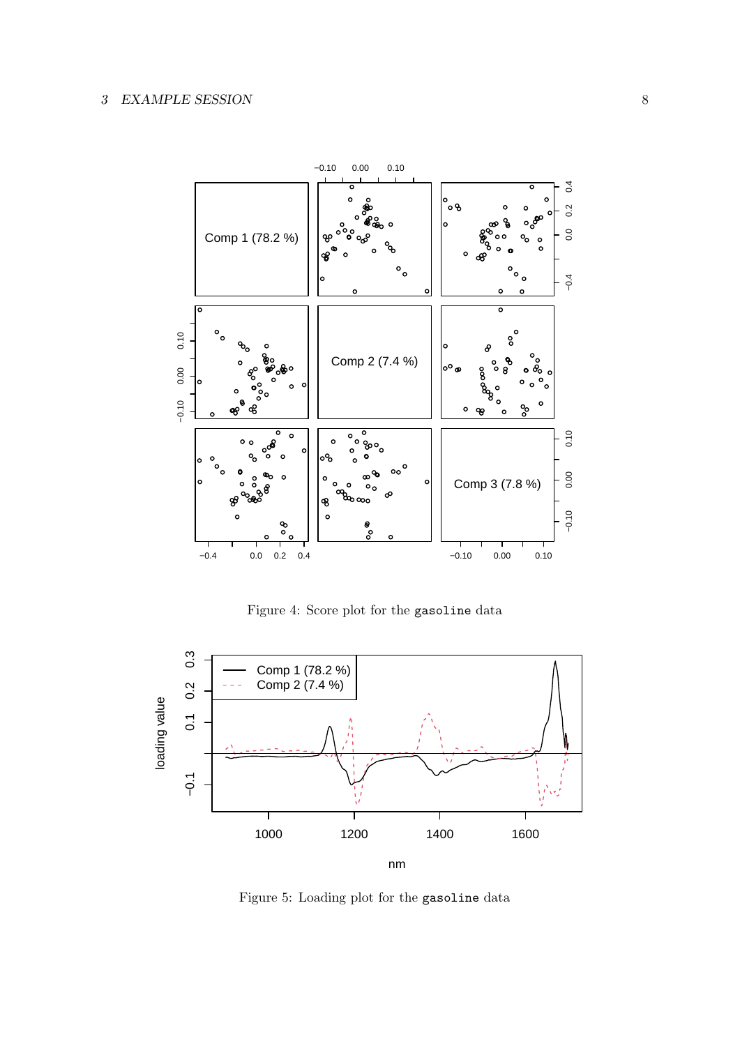Figure 4: Score plot for the `gasoline` data

Figure 5: Loading plot for the `gasoline` data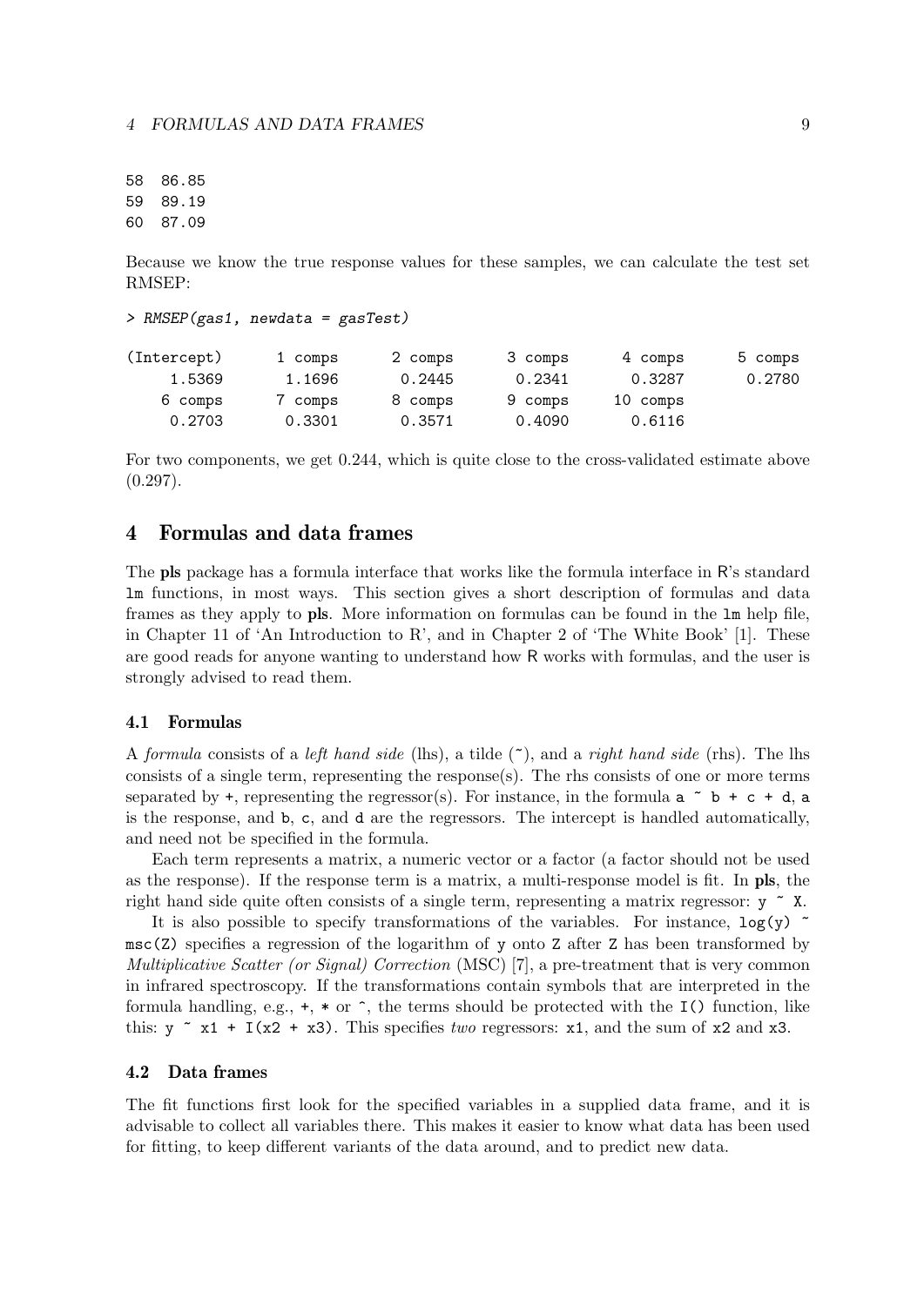```
58  86.85
59  89.19
60  87.09
```

Because we know the true response values for these samples, we can calculate the test set RMSEP:

```
> RMSEP(gas1, newdata = gasTest)

(Intercept)      1 comps      2 comps      3 comps      4 comps      5 comps
     1.5369       1.1696       0.2445       0.2341       0.3287       0.2780
    6 comps      7 comps      8 comps      9 comps     10 comps
     0.2703       0.3301       0.3571       0.4090       0.6116
```

For two components, we get 0.244, which is quite close to the cross-validated estimate above (0.297).

## 4 Formulas and data frames

The **pls** package has a formula interface that works like the formula interface in R's standard `lm` functions, in most ways. This section gives a short description of formulas and data frames as they apply to **pls**. More information on formulas can be found in the `lm` help file, in Chapter 11 of 'An Introduction to R', and in Chapter 2 of 'The White Book' [1]. These are good reads for anyone wanting to understand how R works with formulas, and the user is strongly advised to read them.

### 4.1 Formulas

A *formula* consists of a *left hand side* (lhs), a tilde (`~`), and a *right hand side* (rhs). The lhs consists of a single term, representing the response(s). The rhs consists of one or more terms separated by `+`, representing the regressor(s). For instance, in the formula `a ~ b + c + d`, `a` is the response, and `b`, `c`, and `d` are the regressors. The intercept is handled automatically, and need not be specified in the formula.

Each term represents a matrix, a numeric vector or a factor (a factor should not be used as the response). If the response term is a matrix, a multi-response model is fit. In **pls**, the right hand side quite often consists of a single term, representing a matrix regressor: `y ~ X`.

It is also possible to specify transformations of the variables. For instance, `log(y) ~ msc(Z)` specifies a regression of the logarithm of `y` onto `Z` after `Z` has been transformed by *Multiplicative Scatter (or Signal) Correction* (MSC) [7], a pre-treatment that is very common in infrared spectroscopy. If the transformations contain symbols that are interpreted in the formula handling, e.g., `+`, `*` or `^`, the terms should be protected with the `I()` function, like this: `y ~ x1 + I(x2 + x3)`. This specifies *two* regressors: `x1`, and the sum of `x2` and `x3`.

### 4.2 Data frames

The fit functions first look for the specified variables in a supplied data frame, and it is advisable to collect all variables there. This makes it easier to know what data has been used for fitting, to keep different variants of the data around, and to predict new data.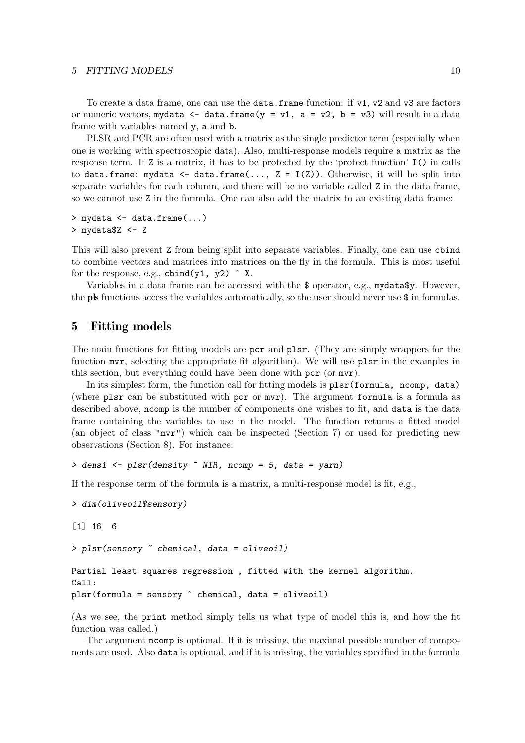To create a data frame, one can use the `data.frame` function: if `v1`, `v2` and `v3` are factors or numeric vectors, `mydata <- data.frame(y = v1, a = v2, b = v3)` will result in a data frame with variables named `y`, `a` and `b`.

PLSR and PCR are often used with a matrix as the single predictor term (especially when one is working with spectroscopic data). Also, multi-response models require a matrix as the response term. If `Z` is a matrix, it has to be protected by the 'protect function' `I()` in calls to `data.frame`: `mydata <- data.frame(..., Z = I(Z))`. Otherwise, it will be split into separate variables for each column, and there will be no variable called `Z` in the data frame, so we cannot use `Z` in the formula. One can also add the matrix to an existing data frame:

```
> mydata <- data.frame(...)
> mydata$Z <- Z
```

This will also prevent `Z` from being split into separate variables. Finally, one can use `cbind` to combine vectors and matrices into matrices on the fly in the formula. This is most useful for the response, e.g., `cbind(y1, y2) ~ X`.

Variables in a data frame can be accessed with the `$` operator, e.g., `mydata$y`. However, the **pls** functions access the variables automatically, so the user should never use `$` in formulas.

# 5 Fitting models

The main functions for fitting models are `pcr` and `plsr`. (They are simply wrappers for the function `mvr`, selecting the appropriate fit algorithm). We will use `plsr` in the examples in this section, but everything could have been done with `pcr` (or `mvr`).

In its simplest form, the function call for fitting models is `plsr(formula, ncomp, data)` (where `plsr` can be substituted with `pcr` or `mvr`). The argument `formula` is a formula as described above, `ncomp` is the number of components one wishes to fit, and `data` is the data frame containing the variables to use in the model. The function returns a fitted model (an object of class `"mvr"`) which can be inspected (Section 7) or used for predicting new observations (Section 8). For instance:

```
> dens1 <- plsr(density ~ NIR, ncomp = 5, data = yarn)
```

If the response term of the formula is a matrix, a multi-response model is fit, e.g.,

```
> dim(oliveoil$sensory)

[1] 16  6

> plsr(sensory ~ chemical, data = oliveoil)

Partial least squares regression , fitted with the kernel algorithm.
Call:
plsr(formula = sensory ~ chemical, data = oliveoil)
```

(As we see, the `print` method simply tells us what type of model this is, and how the fit function was called.)

The argument `ncomp` is optional. If it is missing, the maximal possible number of components are used. Also `data` is optional, and if it is missing, the variables specified in the formula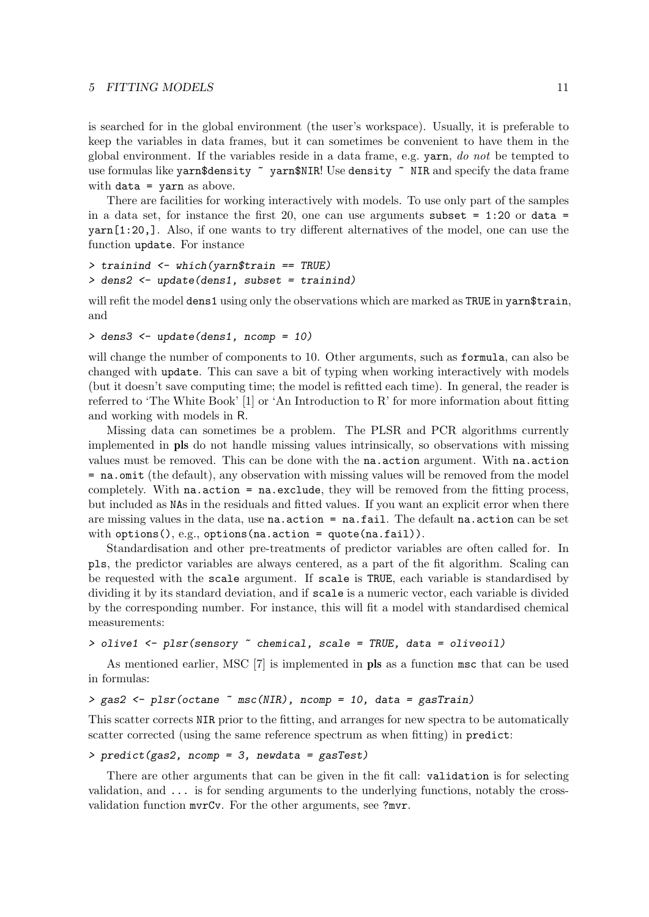is searched for in the global environment (the user's workspace). Usually, it is preferable to keep the variables in data frames, but it can sometimes be convenient to have them in the global environment. If the variables reside in a data frame, e.g. `yarn`, *do not* be tempted to use formulas like `yarn$density ~ yarn$NIR`! Use `density ~ NIR` and specify the data frame with `data = yarn` as above.

There are facilities for working interactively with models. To use only part of the samples in a data set, for instance the first 20, one can use arguments `subset = 1:20` or `data = yarn[1:20,]`. Also, if one wants to try different alternatives of the model, one can use the function `update`. For instance

```
> trainind <- which(yarn$train == TRUE)
> dens2 <- update(dens1, subset = trainind)
```

will refit the model `dens1` using only the observations which are marked as `TRUE` in `yarn$train`, and

```
> dens3 <- update(dens1, ncomp = 10)
```

will change the number of components to 10. Other arguments, such as `formula`, can also be changed with `update`. This can save a bit of typing when working interactively with models (but it doesn't save computing time; the model is refitted each time). In general, the reader is referred to 'The White Book' [1] or 'An Introduction to R' for more information about fitting and working with models in R.

Missing data can sometimes be a problem. The PLSR and PCR algorithms currently implemented in **pls** do not handle missing values intrinsically, so observations with missing values must be removed. This can be done with the `na.action` argument. With `na.action = na.omit` (the default), any observation with missing values will be removed from the model completely. With `na.action = na.exclude`, they will be removed from the fitting process, but included as `NA`s in the residuals and fitted values. If you want an explicit error when there are missing values in the data, use `na.action = na.fail`. The default `na.action` can be set with `options()`, e.g., `options(na.action = quote(na.fail))`.

Standardisation and other pre-treatments of predictor variables are often called for. In `pls`, the predictor variables are always centered, as a part of the fit algorithm. Scaling can be requested with the `scale` argument. If `scale` is `TRUE`, each variable is standardised by dividing it by its standard deviation, and if `scale` is a numeric vector, each variable is divided by the corresponding number. For instance, this will fit a model with standardised chemical measurements:

```
> olive1 <- plsr(sensory ~ chemical, scale = TRUE, data = oliveoil)
```

As mentioned earlier, MSC [7] is implemented in **pls** as a function `msc` that can be used in formulas:

```
> gas2 <- plsr(octane ~ msc(NIR), ncomp = 10, data = gasTrain)
```

This scatter corrects `NIR` prior to the fitting, and arranges for new spectra to be automatically scatter corrected (using the same reference spectrum as when fitting) in `predict`:

```
> predict(gas2, ncomp = 3, newdata = gasTest)
```

There are other arguments that can be given in the fit call: `validation` is for selecting validation, and `...` is for sending arguments to the underlying functions, notably the cross-validation function `mvrCv`. For the other arguments, see `?mvr`.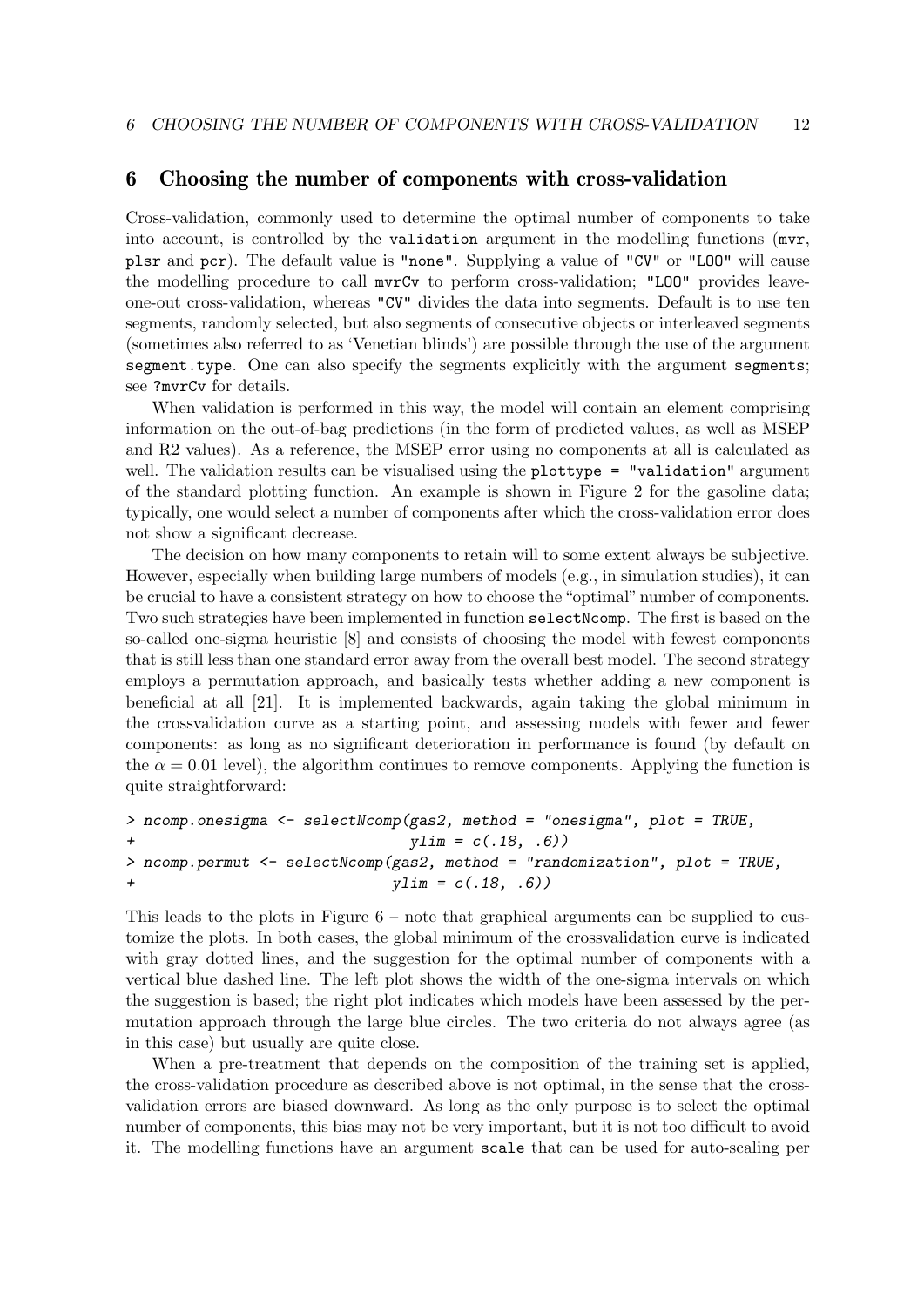## 6 Choosing the number of components with cross-validation

Cross-validation, commonly used to determine the optimal number of components to take into account, is controlled by the `validation` argument in the modelling functions (`mvr`, `plsr` and `pcr`). The default value is `"none"`. Supplying a value of `"CV"` or `"LOO"` will cause the modelling procedure to call `mvrCv` to perform cross-validation; `"LOO"` provides leave-one-out cross-validation, whereas `"CV"` divides the data into segments. Default is to use ten segments, randomly selected, but also segments of consecutive objects or interleaved segments (sometimes also referred to as 'Venetian blinds') are possible through the use of the argument `segment.type`. One can also specify the segments explicitly with the argument `segments`; see `?mvrCv` for details.

When validation is performed in this way, the model will contain an element comprising information on the out-of-bag predictions (in the form of predicted values, as well as MSEP and R2 values). As a reference, the MSEP error using no components at all is calculated as well. The validation results can be visualised using the `plottype = "validation"` argument of the standard plotting function. An example is shown in Figure 2 for the gasoline data; typically, one would select a number of components after which the cross-validation error does not show a significant decrease.

The decision on how many components to retain will to some extent always be subjective. However, especially when building large numbers of models (e.g., in simulation studies), it can be crucial to have a consistent strategy on how to choose the "optimal" number of components. Two such strategies have been implemented in function `selectNcomp`. The first is based on the so-called one-sigma heuristic [8] and consists of choosing the model with fewest components that is still less than one standard error away from the overall best model. The second strategy employs a permutation approach, and basically tests whether adding a new component is beneficial at all [21]. It is implemented backwards, again taking the global minimum in the crossvalidation curve as a starting point, and assessing models with fewer and fewer components: as long as no significant deterioration in performance is found (by default on the $\alpha = 0.01$ level), the algorithm continues to remove components. Applying the function is quite straightforward:

```
> ncomp.onesigma <- selectNcomp(gas2, method = "onesigma", plot = TRUE,
+                               ylim = c(.18, .6))
> ncomp.permut <- selectNcomp(gas2, method = "randomization", plot = TRUE,
+                             ylim = c(.18, .6))
```

This leads to the plots in Figure 6 – note that graphical arguments can be supplied to customize the plots. In both cases, the global minimum of the crossvalidation curve is indicated with gray dotted lines, and the suggestion for the optimal number of components with a vertical blue dashed line. The left plot shows the width of the one-sigma intervals on which the suggestion is based; the right plot indicates which models have been assessed by the permutation approach through the large blue circles. The two criteria do not always agree (as in this case) but usually are quite close.

When a pre-treatment that depends on the composition of the training set is applied, the cross-validation procedure as described above is not optimal, in the sense that the cross-validation errors are biased downward. As long as the only purpose is to select the optimal number of components, this bias may not be very important, but it is not too difficult to avoid it. The modelling functions have an argument `scale` that can be used for auto-scaling per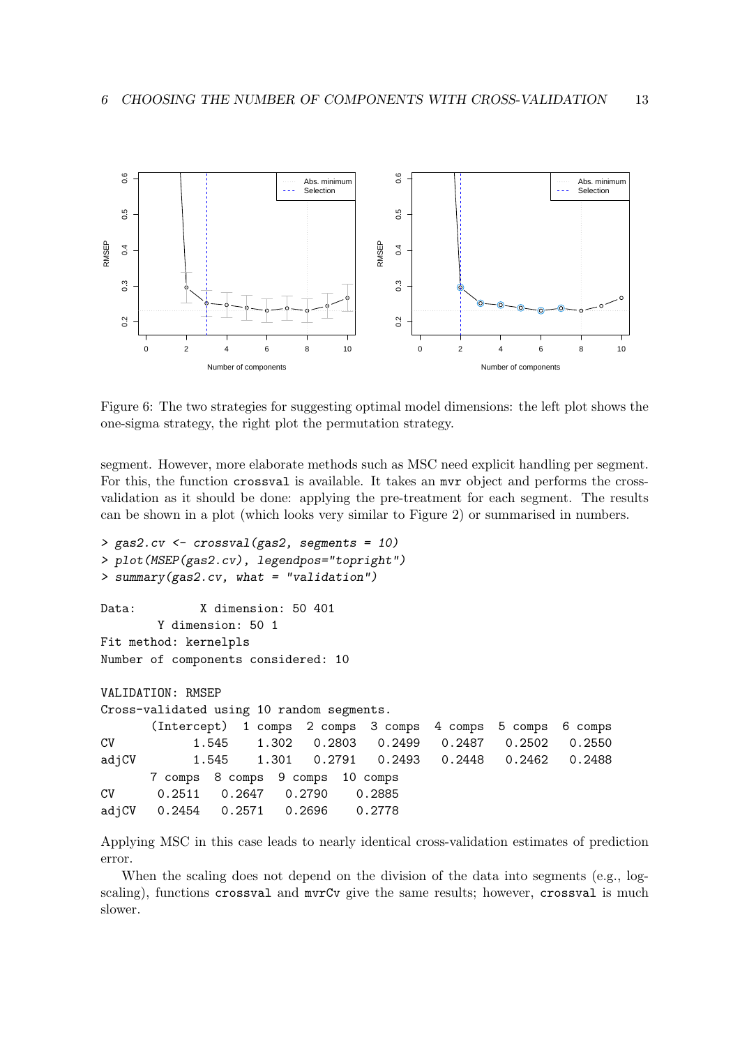Figure 6: The two strategies for suggesting optimal model dimensions: the left plot shows the one-sigma strategy, the right plot the permutation strategy.

segment. However, more elaborate methods such as MSC need explicit handling per segment. For this, the function crossval is available. It takes an mvr object and performs the cross-validation as it should be done: applying the pre-treatment for each segment. The results can be shown in a plot (which looks very similar to Figure 2) or summarised in numbers.

```
> gas2.cv <- crossval(gas2, segments = 10)
> plot(MSEP(gas2.cv), legendpos="topright")
> summary(gas2.cv, what = "validation")

Data:        X dimension: 50 401
        Y dimension: 50 1
Fit method: kernelpls
Number of components considered: 10

VALIDATION: RMSEP
Cross-validated using 10 random segments.
       (Intercept)  1 comps  2 comps  3 comps  4 comps  5 comps  6 comps
CV           1.545    1.302   0.2803   0.2499   0.2487   0.2502   0.2550
adjCV        1.545    1.301   0.2791   0.2493   0.2448   0.2462   0.2488
       7 comps  8 comps  9 comps  10 comps
CV      0.2511   0.2647   0.2790    0.2885
adjCV   0.2454   0.2571   0.2696    0.2778
```

Applying MSC in this case leads to nearly identical cross-validation estimates of prediction error.

When the scaling does not depend on the division of the data into segments (e.g., log-scaling), functions crossval and mvrCv give the same results; however, crossval is much slower.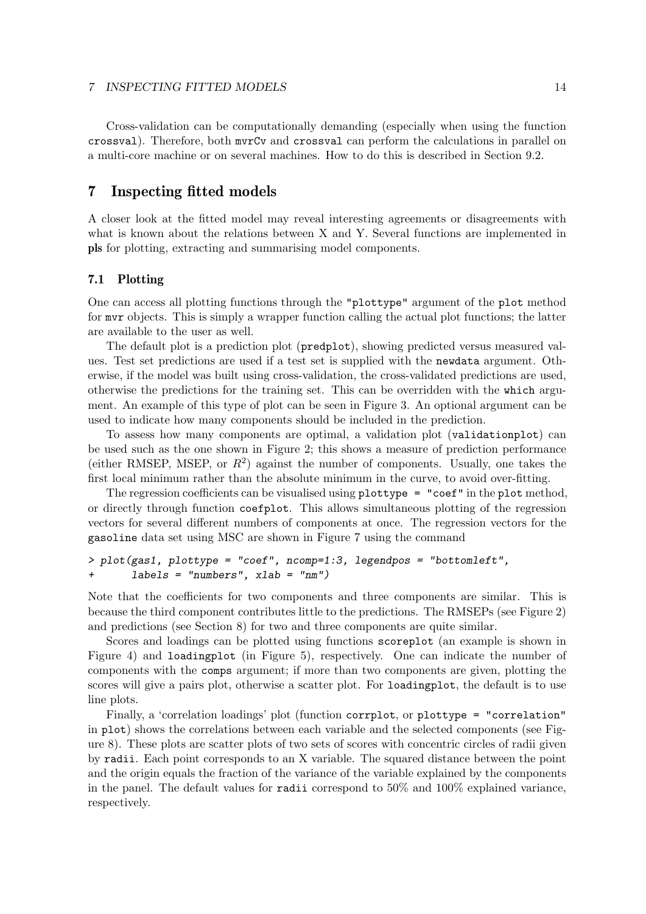Cross-validation can be computationally demanding (especially when using the function `crossval`). Therefore, both `mvrCv` and `crossval` can perform the calculations in parallel on a multi-core machine or on several machines. How to do this is described in Section 9.2.

# 7 Inspecting fitted models

A closer look at the fitted model may reveal interesting agreements or disagreements with what is known about the relations between X and Y. Several functions are implemented in **pls** for plotting, extracting and summarising model components.

## 7.1 Plotting

One can access all plotting functions through the `"plottype"` argument of the `plot` method for `mvr` objects. This is simply a wrapper function calling the actual plot functions; the latter are available to the user as well.

The default plot is a prediction plot (`predplot`), showing predicted versus measured values. Test set predictions are used if a test set is supplied with the `newdata` argument. Otherwise, if the model was built using cross-validation, the cross-validated predictions are used, otherwise the predictions for the training set. This can be overridden with the `which` argument. An example of this type of plot can be seen in Figure 3. An optional argument can be used to indicate how many components should be included in the prediction.

To assess how many components are optimal, a validation plot (`validationplot`) can be used such as the one shown in Figure 2; this shows a measure of prediction performance (either RMSEP, MSEP, or $R^2$) against the number of components. Usually, one takes the first local minimum rather than the absolute minimum in the curve, to avoid over-fitting.

The regression coefficients can be visualised using `plottype = "coef"` in the `plot` method, or directly through function `coefplot`. This allows simultaneous plotting of the regression vectors for several different numbers of components at once. The regression vectors for the `gasoline` data set using MSC are shown in Figure 7 using the command

```
> plot(gas1, plottype = "coef", ncomp=1:3, legendpos = "bottomleft",
+      labels = "numbers", xlab = "nm")
```

Note that the coefficients for two components and three components are similar. This is because the third component contributes little to the predictions. The RMSEPs (see Figure 2) and predictions (see Section 8) for two and three components are quite similar.

Scores and loadings can be plotted using functions `scoreplot` (an example is shown in Figure 4) and `loadingplot` (in Figure 5), respectively. One can indicate the number of components with the `comps` argument; if more than two components are given, plotting the scores will give a pairs plot, otherwise a scatter plot. For `loadingplot`, the default is to use line plots.

Finally, a 'correlation loadings' plot (function `corrplot`, or `plottype = "correlation"` in `plot`) shows the correlations between each variable and the selected components (see Figure 8). These plots are scatter plots of two sets of scores with concentric circles of radii given by `radii`. Each point corresponds to an X variable. The squared distance between the point and the origin equals the fraction of the variance of the variable explained by the components in the panel. The default values for `radii` correspond to 50% and 100% explained variance, respectively.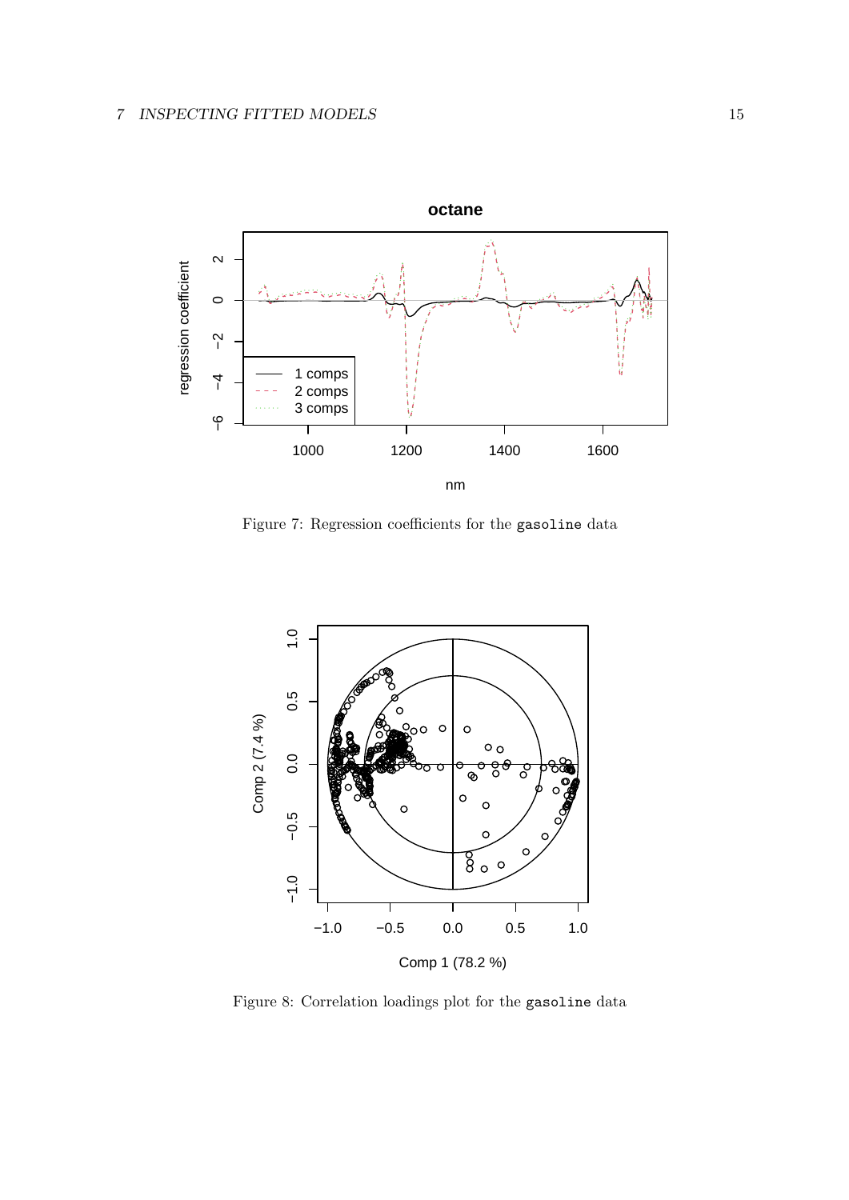Figure 7: Regression coefficients for the `gasoline` data

Figure 8: Correlation loadings plot for the `gasoline` data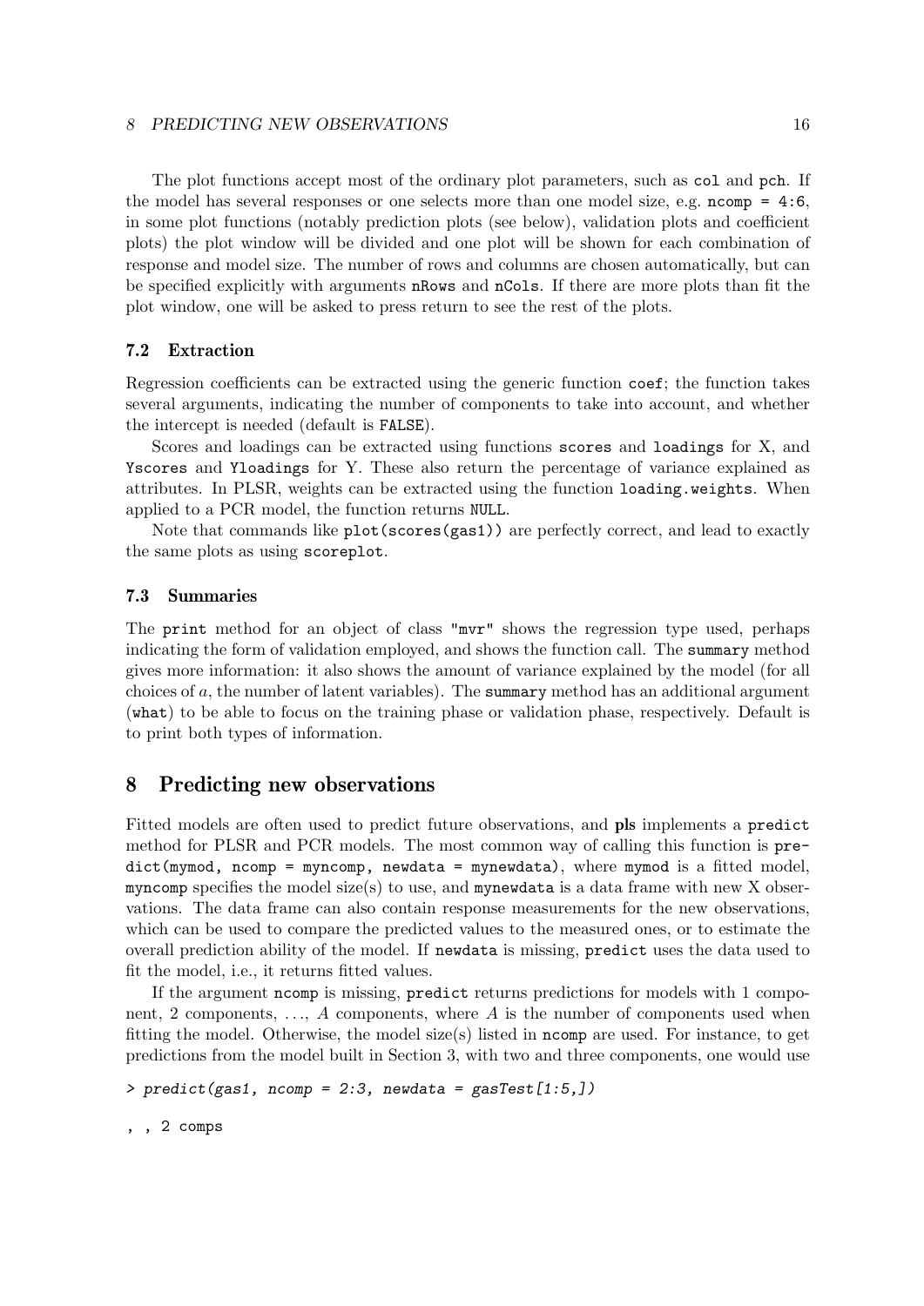The plot functions accept most of the ordinary plot parameters, such as `col` and `pch`. If the model has several responses or one selects more than one model size, e.g. `ncomp = 4:6`, in some plot functions (notably prediction plots (see below), validation plots and coefficient plots) the plot window will be divided and one plot will be shown for each combination of response and model size. The number of rows and columns are chosen automatically, but can be specified explicitly with arguments `nRows` and `nCols`. If there are more plots than fit the plot window, one will be asked to press return to see the rest of the plots.

### 7.2 Extraction

Regression coefficients can be extracted using the generic function `coef`; the function takes several arguments, indicating the number of components to take into account, and whether the intercept is needed (default is `FALSE`).

Scores and loadings can be extracted using functions `scores` and `loadings` for X, and `Yscores` and `Yloadings` for Y. These also return the percentage of variance explained as attributes. In PLSR, weights can be extracted using the function `loading.weights`. When applied to a PCR model, the function returns `NULL`.

Note that commands like `plot(scores(gas1))` are perfectly correct, and lead to exactly the same plots as using `scoreplot`.

### 7.3 Summaries

The `print` method for an object of class `"mvr"` shows the regression type used, perhaps indicating the form of validation employed, and shows the function call. The `summary` method gives more information: it also shows the amount of variance explained by the model (for all choices of $a$, the number of latent variables). The `summary` method has an additional argument (`what`) to be able to focus on the training phase or validation phase, respectively. Default is to print both types of information.

## 8 Predicting new observations

Fitted models are often used to predict future observations, and **pls** implements a `predict` method for PLSR and PCR models. The most common way of calling this function is `predict(mymod, ncomp = myncomp, newdata = mynewdata)`, where `mymod` is a fitted model, `myncomp` specifies the model size(s) to use, and `mynewdata` is a data frame with new X observations. The data frame can also contain response measurements for the new observations, which can be used to compare the predicted values to the measured ones, or to estimate the overall prediction ability of the model. If `newdata` is missing, `predict` uses the data used to fit the model, i.e., it returns fitted values.

If the argument `ncomp` is missing, `predict` returns predictions for models with 1 component, 2 components, . . ., $A$ components, where $A$ is the number of components used when fitting the model. Otherwise, the model size(s) listed in `ncomp` are used. For instance, to get predictions from the model built in Section 3, with two and three components, one would use

```
> predict(gas1, ncomp = 2:3, newdata = gasTest[1:5,])

, , 2 comps
```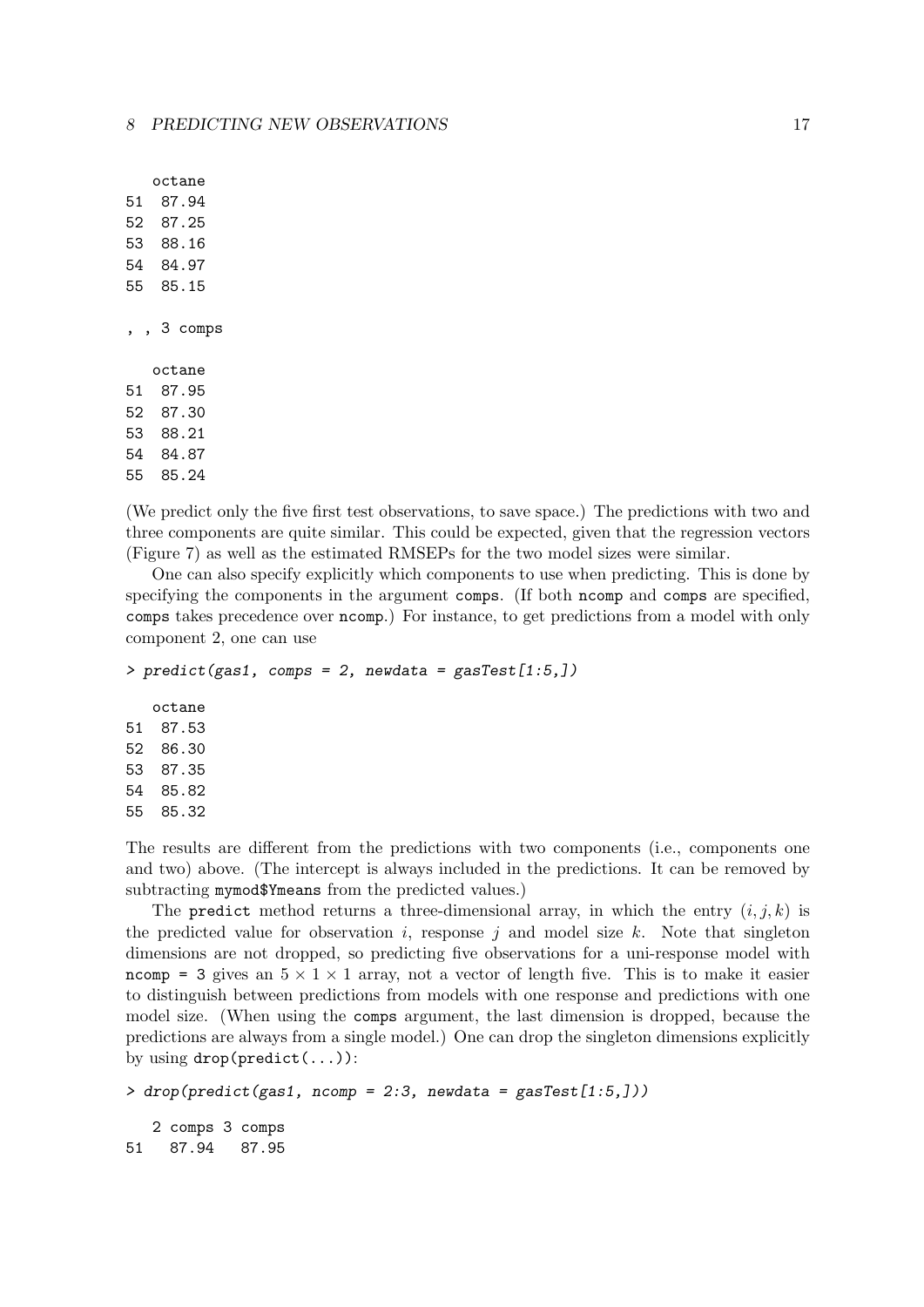```
   octane
51  87.94
52  87.25
53  88.16
54  84.97
55  85.15

, , 3 comps

   octane
51  87.95
52  87.30
53  88.21
54  84.87
55  85.24
```

(We predict only the five first test observations, to save space.) The predictions with two and three components are quite similar. This could be expected, given that the regression vectors (Figure 7) as well as the estimated RMSEPs for the two model sizes were similar.

One can also specify explicitly which components to use when predicting. This is done by specifying the components in the argument `comps`. (If both `ncomp` and `comps` are specified, `comps` takes precedence over `ncomp`.) For instance, to get predictions from a model with only component 2, one can use

```
> predict(gas1, comps = 2, newdata = gasTest[1:5,])

   octane
51  87.53
52  86.30
53  87.35
54  85.82
55  85.32
```

The results are different from the predictions with two components (i.e., components one and two) above. (The intercept is always included in the predictions. It can be removed by subtracting `mymod$Ymeans` from the predicted values.)

The `predict` method returns a three-dimensional array, in which the entry $(i, j, k)$ is the predicted value for observation $i$, response $j$ and model size $k$. Note that singleton dimensions are not dropped, so predicting five observations for a uni-response model with `ncomp = 3` gives an $5 \times 1 \times 1$ array, not a vector of length five. This is to make it easier to distinguish between predictions from models with one response and predictions with one model size. (When using the `comps` argument, the last dimension is dropped, because the predictions are always from a single model.) One can drop the singleton dimensions explicitly by using `drop(predict(...))`:

```
> drop(predict(gas1, ncomp = 2:3, newdata = gasTest[1:5,]))

   2 comps 3 comps
51   87.94   87.95
```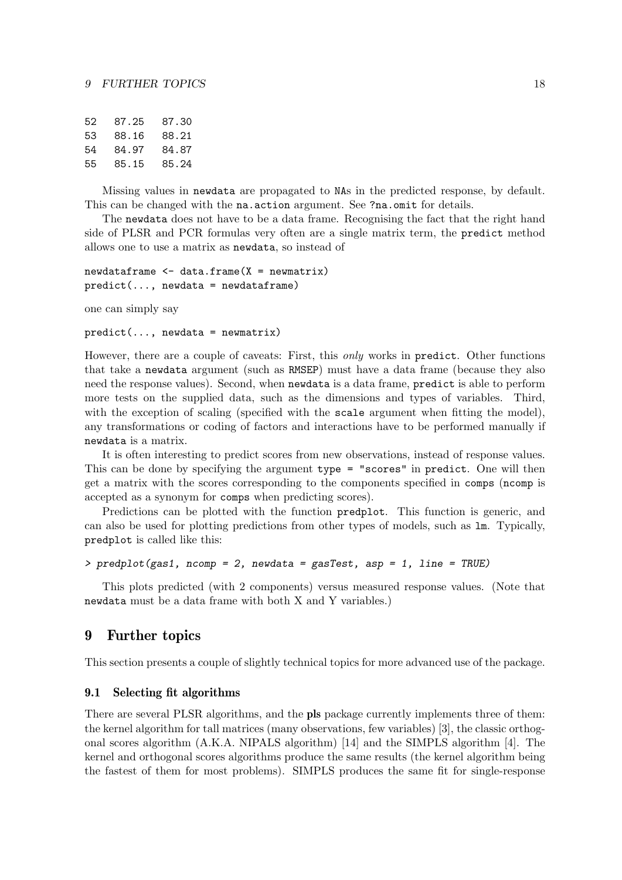```
52   87.25   87.30
53   88.16   88.21
54   84.97   84.87
55   85.15   85.24
```

Missing values in `newdata` are propagated to `NA`s in the predicted response, by default. This can be changed with the `na.action` argument. See `?na.omit` for details.

The `newdata` does not have to be a data frame. Recognising the fact that the right hand side of PLSR and PCR formulas very often are a single matrix term, the `predict` method allows one to use a matrix as `newdata`, so instead of

```
newdataframe <- data.frame(X = newmatrix)
predict(..., newdata = newdataframe)
```

one can simply say

```
predict(..., newdata = newmatrix)
```

However, there are a couple of caveats: First, this *only* works in `predict`. Other functions that take a `newdata` argument (such as `RMSEP`) must have a data frame (because they also need the response values). Second, when `newdata` is a data frame, `predict` is able to perform more tests on the supplied data, such as the dimensions and types of variables. Third, with the exception of scaling (specified with the `scale` argument when fitting the model), any transformations or coding of factors and interactions have to be performed manually if `newdata` is a matrix.

It is often interesting to predict scores from new observations, instead of response values. This can be done by specifying the argument `type = "scores"` in `predict`. One will then get a matrix with the scores corresponding to the components specified in `comps` (`ncomp` is accepted as a synonym for `comps` when predicting scores).

Predictions can be plotted with the function `predplot`. This function is generic, and can also be used for plotting predictions from other types of models, such as `lm`. Typically, `predplot` is called like this:

```
> predplot(gas1, ncomp = 2, newdata = gasTest, asp = 1, line = TRUE)
```

This plots predicted (with 2 components) versus measured response values. (Note that `newdata` must be a data frame with both X and Y variables.)

## 9 Further topics

This section presents a couple of slightly technical topics for more advanced use of the package.

### 9.1 Selecting fit algorithms

There are several PLSR algorithms, and the **pls** package currently implements three of them: the kernel algorithm for tall matrices (many observations, few variables) [3], the classic orthogonal scores algorithm (A.K.A. NIPALS algorithm) [14] and the SIMPLS algorithm [4]. The kernel and orthogonal scores algorithms produce the same results (the kernel algorithm being the fastest of them for most problems). SIMPLS produces the same fit for single-response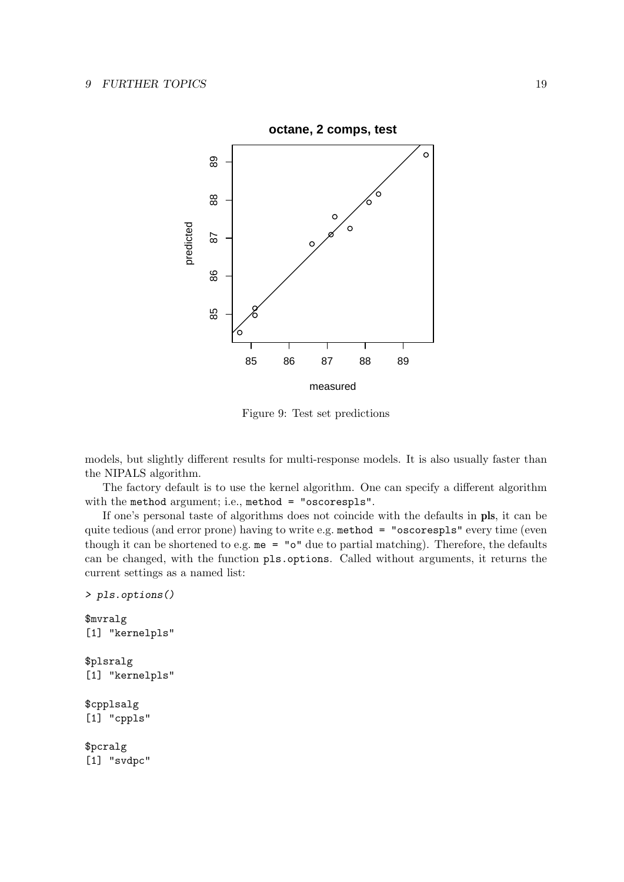Figure 9: Test set predictions

models, but slightly different results for multi-response models. It is also usually faster than the NIPALS algorithm.

The factory default is to use the kernel algorithm. One can specify a different algorithm with the `method` argument; i.e., `method = "oscorespls"`.

If one's personal taste of algorithms does not coincide with the defaults in **pls**, it can be quite tedious (and error prone) having to write e.g. `method = "oscorespls"` every time (even though it can be shortened to e.g. `me = "o"` due to partial matching). Therefore, the defaults can be changed, with the function `pls.options`. Called without arguments, it returns the current settings as a named list:

```
> pls.options()

$mvralg
[1] "kernelpls"

$plsralg
[1] "kernelpls"

$cpplsalg
[1] "cppls"

$pcralg
[1] "svdpc"
```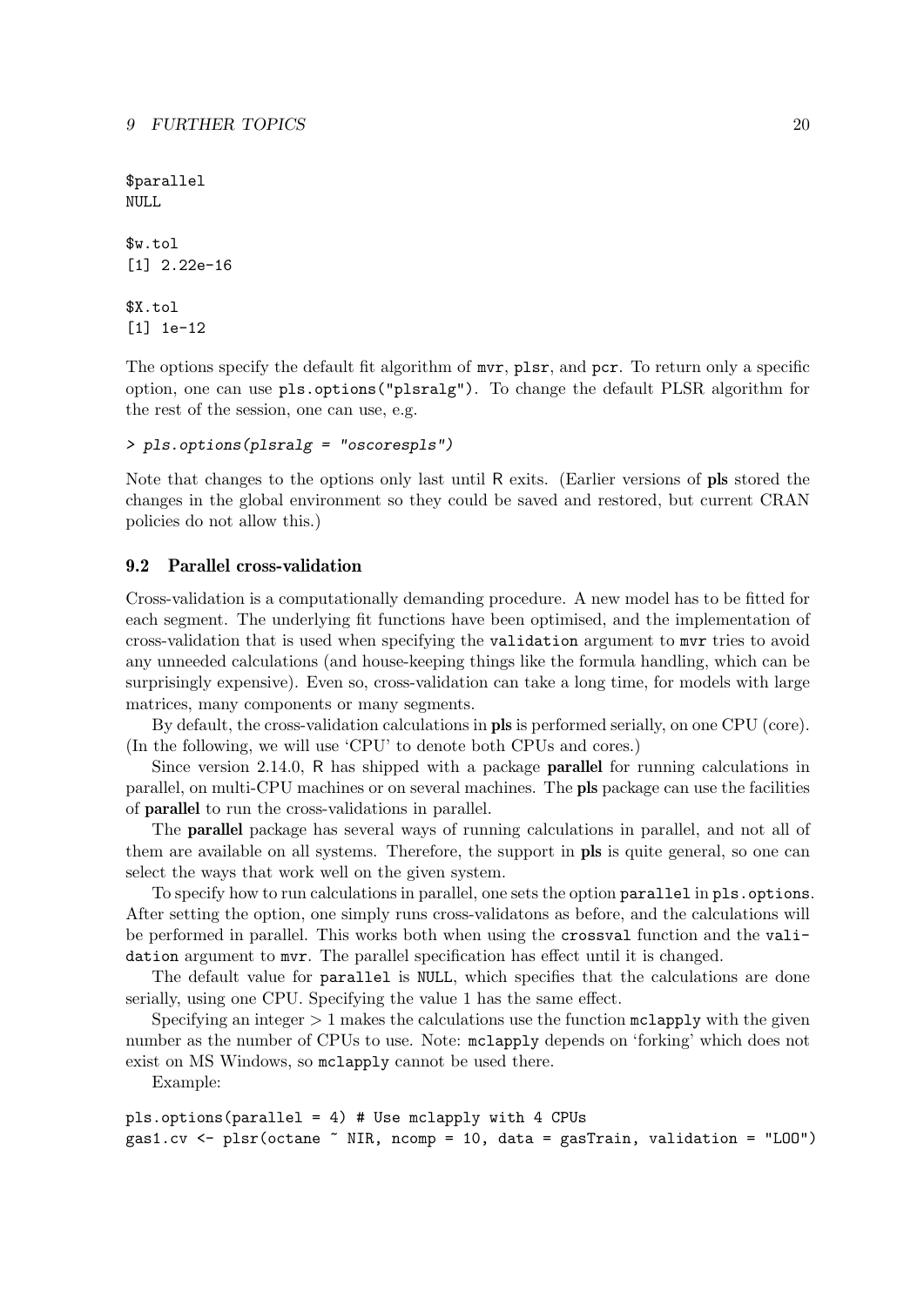```
$parallel
NULL

$w.tol
[1] 2.22e-16

$X.tol
[1] 1e-12
```

The options specify the default fit algorithm of `mvr`, `plsr`, and `pcr`. To return only a specific option, one can use `pls.options("plsralg")`. To change the default PLSR algorithm for the rest of the session, one can use, e.g.

```
> pls.options(plsralg = "oscorespls")
```

Note that changes to the options only last until R exits. (Earlier versions of **pls** stored the changes in the global environment so they could be saved and restored, but current CRAN policies do not allow this.)

### 9.2 Parallel cross-validation

Cross-validation is a computationally demanding procedure. A new model has to be fitted for each segment. The underlying fit functions have been optimised, and the implementation of cross-validation that is used when specifying the `validation` argument to `mvr` tries to avoid any unneeded calculations (and house-keeping things like the formula handling, which can be surprisingly expensive). Even so, cross-validation can take a long time, for models with large matrices, many components or many segments.

By default, the cross-validation calculations in **pls** is performed serially, on one CPU (core). (In the following, we will use 'CPU' to denote both CPUs and cores.)

Since version 2.14.0, R has shipped with a package **parallel** for running calculations in parallel, on multi-CPU machines or on several machines. The **pls** package can use the facilities of **parallel** to run the cross-validations in parallel.

The **parallel** package has several ways of running calculations in parallel, and not all of them are available on all systems. Therefore, the support in **pls** is quite general, so one can select the ways that work well on the given system.

To specify how to run calculations in parallel, one sets the option `parallel` in `pls.options`. After setting the option, one simply runs cross-validatons as before, and the calculations will be performed in parallel. This works both when using the `crossval` function and the `validation` argument to `mvr`. The parallel specification has effect until it is changed.

The default value for `parallel` is `NULL`, which specifies that the calculations are done serially, using one CPU. Specifying the value 1 has the same effect.

Specifying an integer $> 1$ makes the calculations use the function `mclapply` with the given number as the number of CPUs to use. Note: `mclapply` depends on 'forking' which does not exist on MS Windows, so `mclapply` cannot be used there.

Example:

```
pls.options(parallel = 4) # Use mclapply with 4 CPUs
gas1.cv <- plsr(octane ~ NIR, ncomp = 10, data = gasTrain, validation = "LOO")
```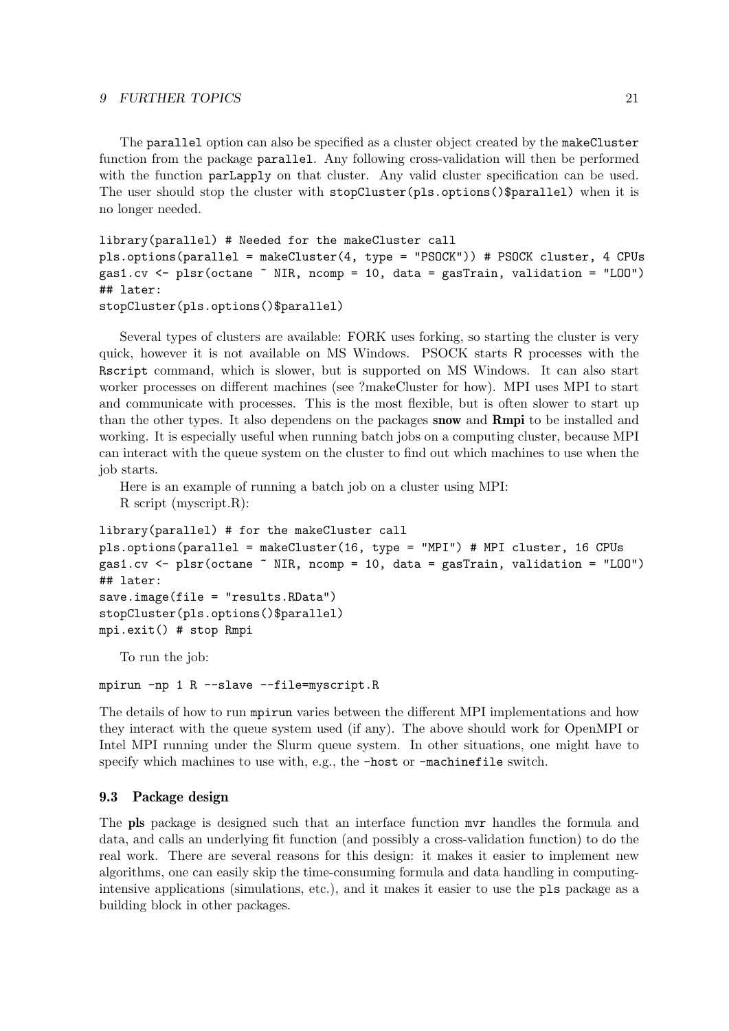The `parallel` option can also be specified as a cluster object created by the `makeCluster` function from the package `parallel`. Any following cross-validation will then be performed with the function `parLapply` on that cluster. Any valid cluster specification can be used. The user should stop the cluster with `stopCluster(pls.options()$parallel)` when it is no longer needed.

```
library(parallel) # Needed for the makeCluster call
pls.options(parallel = makeCluster(4, type = "PSOCK")) # PSOCK cluster, 4 CPUs
gas1.cv <- plsr(octane ~ NIR, ncomp = 10, data = gasTrain, validation = "LOO")
## later:
stopCluster(pls.options()$parallel)
```

Several types of clusters are available: FORK uses forking, so starting the cluster is very quick, however it is not available on MS Windows. PSOCK starts R processes with the Rscript command, which is slower, but is supported on MS Windows. It can also start worker processes on different machines (see ?makeCluster for how). MPI uses MPI to start and communicate with processes. This is the most flexible, but is often slower to start up than the other types. It also dependens on the packages **snow** and **Rmpi** to be installed and working. It is especially useful when running batch jobs on a computing cluster, because MPI can interact with the queue system on the cluster to find out which machines to use when the job starts.

Here is an example of running a batch job on a cluster using MPI:

R script (myscript.R):

```
library(parallel) # for the makeCluster call
pls.options(parallel = makeCluster(16, type = "MPI") # MPI cluster, 16 CPUs
gas1.cv <- plsr(octane ~ NIR, ncomp = 10, data = gasTrain, validation = "LOO")
## later:
save.image(file = "results.RData")
stopCluster(pls.options()$parallel)
mpi.exit() # stop Rmpi
```

To run the job:

```
mpirun -np 1 R --slave --file=myscript.R
```

The details of how to run `mpirun` varies between the different MPI implementations and how they interact with the queue system used (if any). The above should work for OpenMPI or Intel MPI running under the Slurm queue system. In other situations, one might have to specify which machines to use with, e.g., the `-host` or `-machinefile` switch.

### 9.3 Package design

The **pls** package is designed such that an interface function `mvr` handles the formula and data, and calls an underlying fit function (and possibly a cross-validation function) to do the real work. There are several reasons for this design: it makes it easier to implement new algorithms, one can easily skip the time-consuming formula and data handling in computing-intensive applications (simulations, etc.), and it makes it easier to use the `pls` package as a building block in other packages.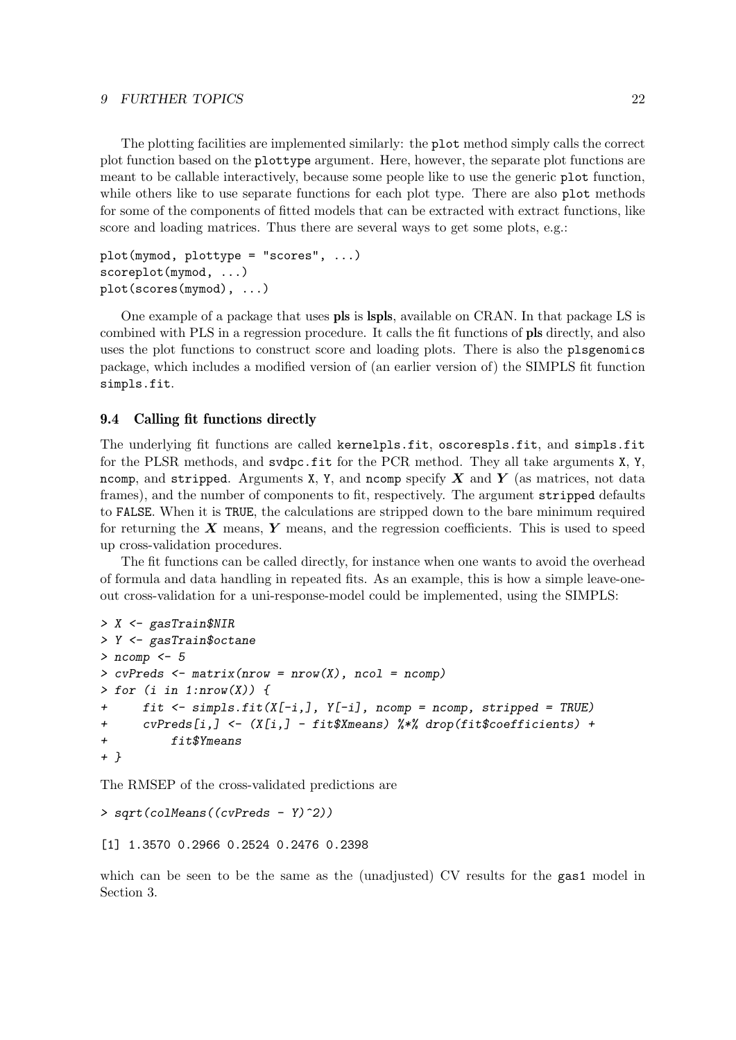The plotting facilities are implemented similarly: the plot method simply calls the correct plot function based on the plottype argument. Here, however, the separate plot functions are meant to be callable interactively, because some people like to use the generic plot function, while others like to use separate functions for each plot type. There are also plot methods for some of the components of fitted models that can be extracted with extract functions, like score and loading matrices. Thus there are several ways to get some plots, e.g.:

```
plot(mymod, plottype = "scores", ...)
scoreplot(mymod, ...)
plot(scores(mymod), ...)
```

One example of a package that uses **pls** is **lspls**, available on CRAN. In that package LS is combined with PLS in a regression procedure. It calls the fit functions of **pls** directly, and also uses the plot functions to construct score and loading plots. There is also the plsgenomics package, which includes a modified version of (an earlier version of) the SIMPLS fit function simpls.fit.

### 9.4 Calling fit functions directly

The underlying fit functions are called kernelpls.fit, oscorespls.fit, and simpls.fit for the PLSR methods, and svdpc.fit for the PCR method. They all take arguments X, Y, ncomp, and stripped. Arguments X, Y, and ncomp specify $\boldsymbol{X}$ and $\boldsymbol{Y}$ (as matrices, not data frames), and the number of components to fit, respectively. The argument stripped defaults to FALSE. When it is TRUE, the calculations are stripped down to the bare minimum required for returning the $\boldsymbol{X}$ means, $\boldsymbol{Y}$ means, and the regression coefficients. This is used to speed up cross-validation procedures.

The fit functions can be called directly, for instance when one wants to avoid the overhead of formula and data handling in repeated fits. As an example, this is how a simple leave-one-out cross-validation for a uni-response-model could be implemented, using the SIMPLS:

```
> X <- gasTrain$NIR
> Y <- gasTrain$octane
> ncomp <- 5
> cvPreds <- matrix(nrow = nrow(X), ncol = ncomp)
> for (i in 1:nrow(X)) {
+     fit <- simpls.fit(X[-i,], Y[-i], ncomp = ncomp, stripped = TRUE)
+     cvPreds[i,] <- (X[i,] - fit$Xmeans) %*% drop(fit$coefficients) +
+         fit$Ymeans
+ }
```

The RMSEP of the cross-validated predictions are

```
> sqrt(colMeans((cvPreds - Y)^2))
```

```
[1] 1.3570 0.2966 0.2524 0.2476 0.2398
```

which can be seen to be the same as the (unadjusted) CV results for the gas1 model in Section 3.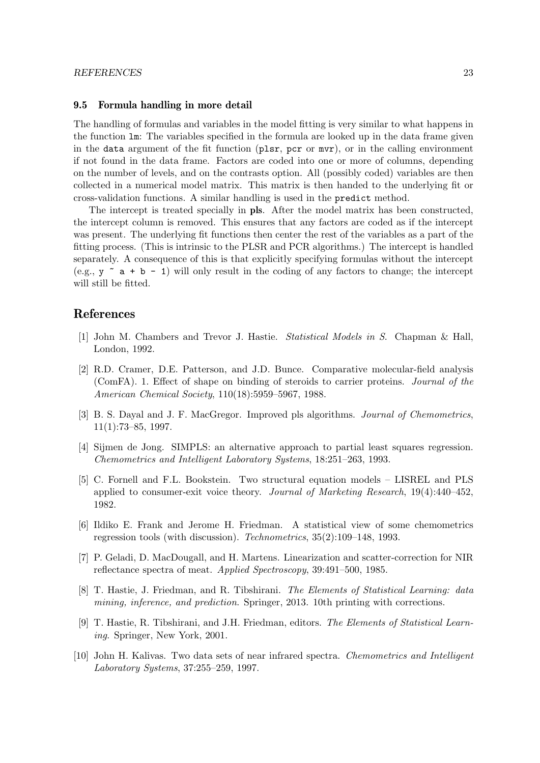### 9.5 Formula handling in more detail

The handling of formulas and variables in the model fitting is very similar to what happens in the function `lm`: The variables specified in the formula are looked up in the data frame given in the `data` argument of the fit function (`plsr`, `pcr` or `mvr`), or in the calling environment if not found in the data frame. Factors are coded into one or more of columns, depending on the number of levels, and on the contrasts option. All (possibly coded) variables are then collected in a numerical model matrix. This matrix is then handed to the underlying fit or cross-validation functions. A similar handling is used in the `predict` method.

The intercept is treated specially in **pls**. After the model matrix has been constructed, the intercept column is removed. This ensures that any factors are coded as if the intercept was present. The underlying fit functions then center the rest of the variables as a part of the fitting process. (This is intrinsic to the PLSR and PCR algorithms.) The intercept is handled separately. A consequence of this is that explicitly specifying formulas without the intercept (e.g., `y ~ a + b - 1`) will only result in the coding of any factors to change; the intercept will still be fitted.

## References

[1] John M. Chambers and Trevor J. Hastie. *Statistical Models in S*. Chapman & Hall, London, 1992.

[2] R.D. Cramer, D.E. Patterson, and J.D. Bunce. Comparative molecular-field analysis (ComFA). 1. Effect of shape on binding of steroids to carrier proteins. *Journal of the American Chemical Society*, 110(18):5959–5967, 1988.

[3] B. S. Dayal and J. F. MacGregor. Improved pls algorithms. *Journal of Chemometrics*, 11(1):73–85, 1997.

[4] Sijmen de Jong. SIMPLS: an alternative approach to partial least squares regression. *Chemometrics and Intelligent Laboratory Systems*, 18:251–263, 1993.

[5] C. Fornell and F.L. Bookstein. Two structural equation models – LISREL and PLS applied to consumer-exit voice theory. *Journal of Marketing Research*, 19(4):440–452, 1982.

[6] Ildiko E. Frank and Jerome H. Friedman. A statistical view of some chemometrics regression tools (with discussion). *Technometrics*, 35(2):109–148, 1993.

[7] P. Geladi, D. MacDougall, and H. Martens. Linearization and scatter-correction for NIR reflectance spectra of meat. *Applied Spectroscopy*, 39:491–500, 1985.

[8] T. Hastie, J. Friedman, and R. Tibshirani. *The Elements of Statistical Learning: data mining, inference, and prediction*. Springer, 2013. 10th printing with corrections.

[9] T. Hastie, R. Tibshirani, and J.H. Friedman, editors. *The Elements of Statistical Learning*. Springer, New York, 2001.

[10] John H. Kalivas. Two data sets of near infrared spectra. *Chemometrics and Intelligent Laboratory Systems*, 37:255–259, 1997.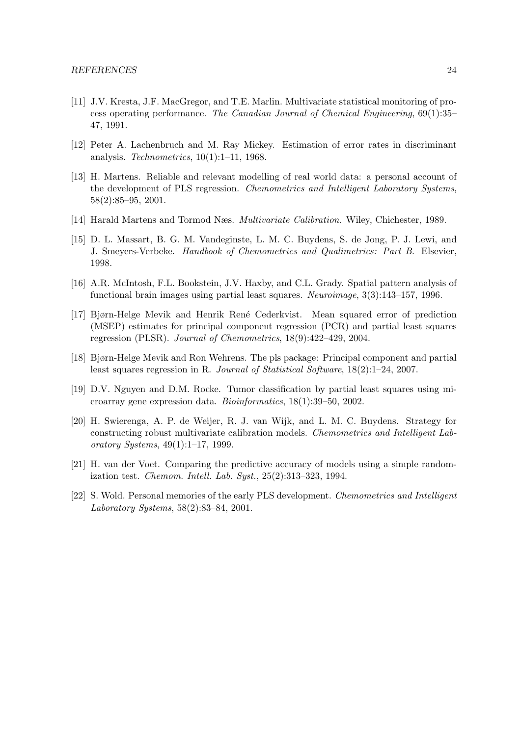[11] J.V. Kresta, J.F. MacGregor, and T.E. Marlin. Multivariate statistical monitoring of process operating performance. *The Canadian Journal of Chemical Engineering*, 69(1):35–47, 1991.

[12] Peter A. Lachenbruch and M. Ray Mickey. Estimation of error rates in discriminant analysis. *Technometrics*, 10(1):1–11, 1968.

[13] H. Martens. Reliable and relevant modelling of real world data: a personal account of the development of PLS regression. *Chemometrics and Intelligent Laboratory Systems*, 58(2):85–95, 2001.

[14] Harald Martens and Tormod Næs. *Multivariate Calibration*. Wiley, Chichester, 1989.

[15] D. L. Massart, B. G. M. Vandeginste, L. M. C. Buydens, S. de Jong, P. J. Lewi, and J. Smeyers-Verbeke. *Handbook of Chemometrics and Qualimetrics: Part B*. Elsevier, 1998.

[16] A.R. McIntosh, F.L. Bookstein, J.V. Haxby, and C.L. Grady. Spatial pattern analysis of functional brain images using partial least squares. *Neuroimage*, 3(3):143–157, 1996.

[17] Bjørn-Helge Mevik and Henrik René Cederkvist. Mean squared error of prediction (MSEP) estimates for principal component regression (PCR) and partial least squares regression (PLSR). *Journal of Chemometrics*, 18(9):422–429, 2004.

[18] Bjørn-Helge Mevik and Ron Wehrens. The pls package: Principal component and partial least squares regression in R. *Journal of Statistical Software*, 18(2):1–24, 2007.

[19] D.V. Nguyen and D.M. Rocke. Tumor classification by partial least squares using microarray gene expression data. *Bioinformatics*, 18(1):39–50, 2002.

[20] H. Swierenga, A. P. de Weijer, R. J. van Wijk, and L. M. C. Buydens. Strategy for constructing robust multivariate calibration models. *Chemometrics and Intelligent Laboratory Systems*, 49(1):1–17, 1999.

[21] H. van der Voet. Comparing the predictive accuracy of models using a simple randomization test. *Chemom. Intell. Lab. Syst.*, 25(2):313–323, 1994.

[22] S. Wold. Personal memories of the early PLS development. *Chemometrics and Intelligent Laboratory Systems*, 58(2):83–84, 2001.